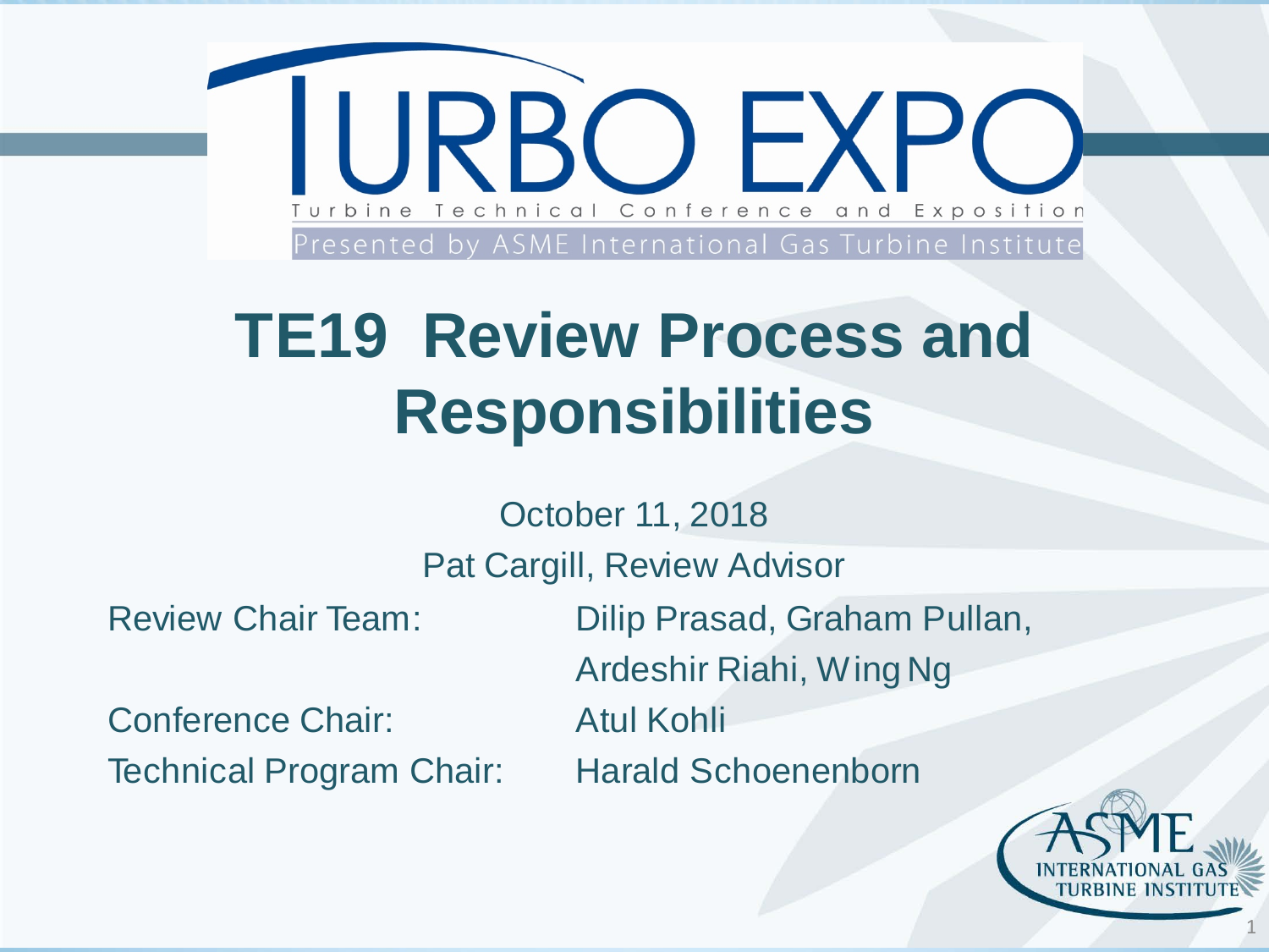TURBO EXPO

Turbine Technical Conference and Exposition

Presented by ASME International Gas Turbine Institute

# TE19 Review Process and Responsibilities

October 11, 2018

Pat Cargill, Review Advisor

Review Chair Team: Dilip Prasad, Graham Pullan, Ardeshir Riahi, Wing Ng

Conference Chair: Atul Kohli

Technical Program Chair: Harald Schoenenborn

ASME INTERNATIONAL GAS TURBINE INSTITUTE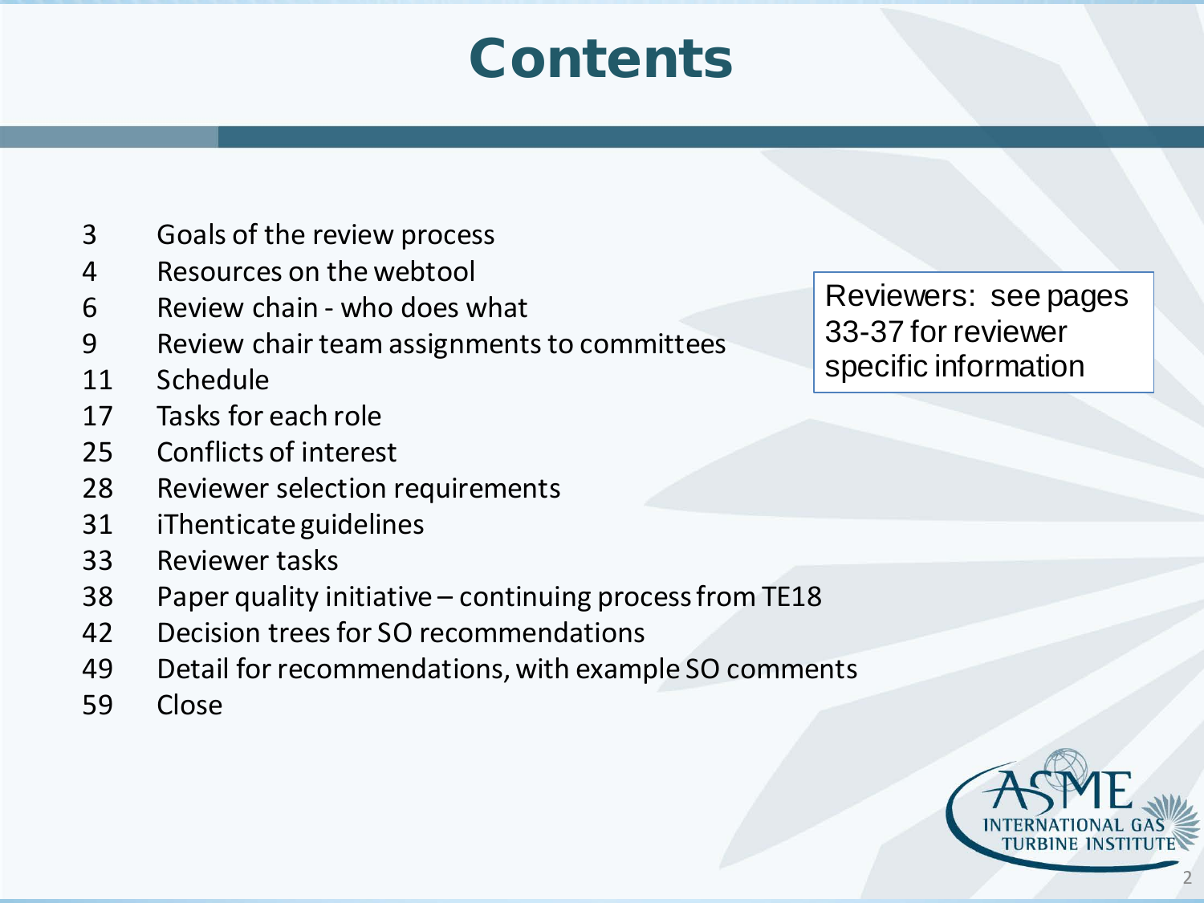# Contents

| | |
|---|---|
| 3 | Goals of the review process |
| 4 | Resources on the webtool |
| 6 | Review chain - who does what |
| 9 | Review chair team assignments to committees |
| 11 | Schedule |
| 17 | Tasks for each role |
| 25 | Conflicts of interest |
| 28 | Reviewer selection requirements |
| 31 | iThenticate guidelines |
| 33 | Reviewer tasks |
| 38 | Paper quality initiative – continuing process from TE18 |
| 42 | Decision trees for SO recommendations |
| 49 | Detail for recommendations, with example SO comments |
| 59 | Close |

Reviewers: see pages 33-37 for reviewer specific information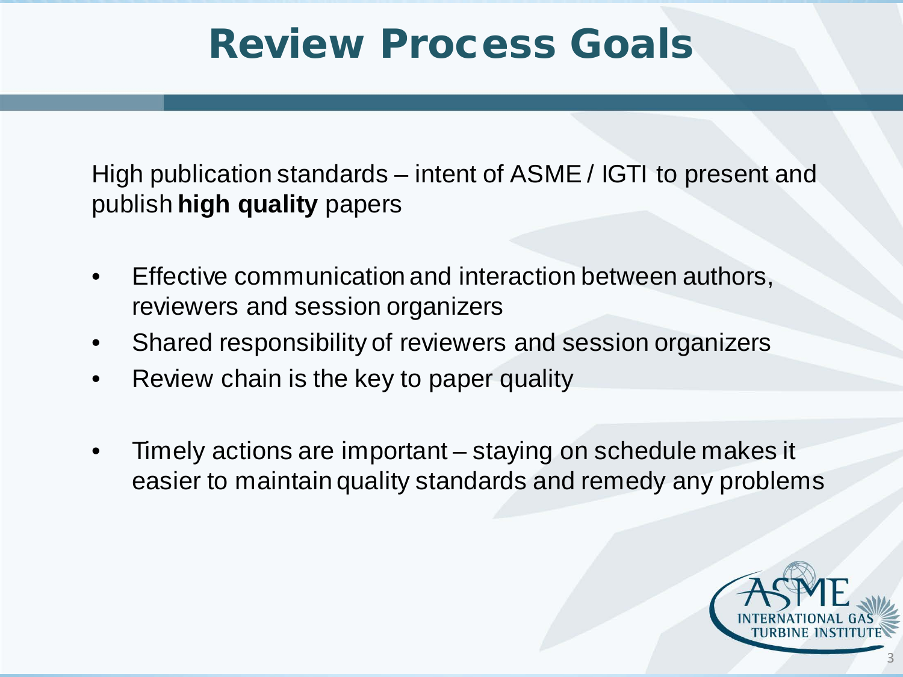# Review Process Goals

High publication standards – intent of ASME / IGTI to present and publish **high quality** papers

- Effective communication and interaction between authors, reviewers and session organizers
- Shared responsibility of reviewers and session organizers
- Review chain is the key to paper quality
- Timely actions are important – staying on schedule makes it easier to maintain quality standards and remedy any problems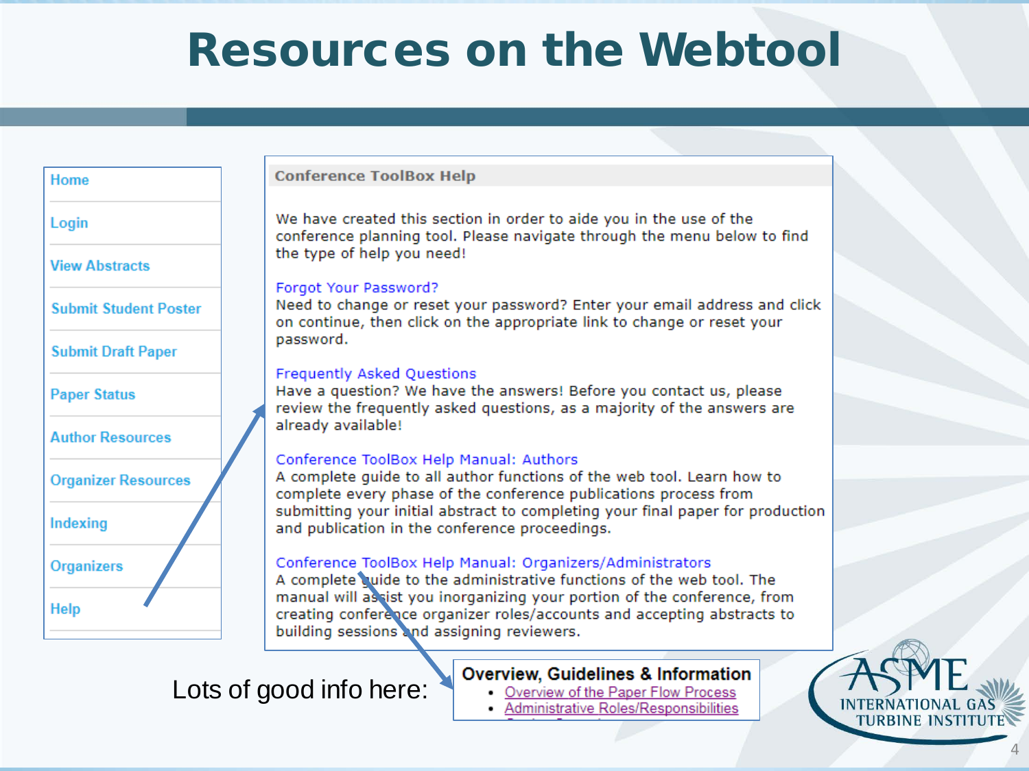# Resources on the Webtool

- Home
- Login
- View Abstracts
- Submit Student Poster
- Submit Draft Paper
- Paper Status
- Author Resources
- Organizer Resources
- Indexing
- Organizers
- Help

**Conference ToolBox Help**

We have created this section in order to aide you in the use of the conference planning tool. Please navigate through the menu below to find the type of help you need!

Forgot Your Password?
Need to change or reset your password? Enter your email address and click on continue, then click on the appropriate link to change or reset your password.

Frequently Asked Questions
Have a question? We have the answers! Before you contact us, please review the frequently asked questions, as a majority of the answers are already available!

Conference ToolBox Help Manual: Authors
A complete guide to all author functions of the web tool. Learn how to complete every phase of the conference publications process from submitting your initial abstract to completing your final paper for production and publication in the conference proceedings.

Conference ToolBox Help Manual: Organizers/Administrators
A complete guide to the administrative functions of the web tool. The manual will assist you inorganizing your portion of the conference, from creating conference organizer roles/accounts and accepting abstracts to building sessions and assigning reviewers.

Lots of good info here:

**Overview, Guidelines & Information**

- Overview of the Paper Flow Process
- Administrative Roles/Responsibilities

ASME INTERNATIONAL GAS TURBINE INSTITUTE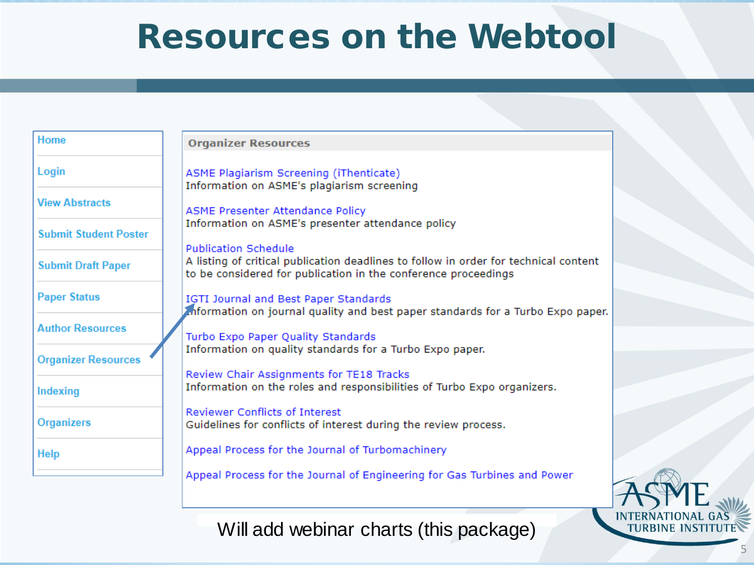# Resources on the Webtool

- Home
- Login
- View Abstracts
- Submit Student Poster
- Submit Draft Paper
- Paper Status
- Author Resources
- Organizer Resources
- Indexing
- Organizers
- Help

**Organizer Resources**

ASME Plagiarism Screening (iThenticate)
Information on ASME's plagiarism screening

ASME Presenter Attendance Policy
Information on ASME's presenter attendance policy

Publication Schedule
A listing of critical publication deadlines to follow in order for technical content to be considered for publication in the conference proceedings

IGTI Journal and Best Paper Standards
Information on journal quality and best paper standards for a Turbo Expo paper.

Turbo Expo Paper Quality Standards
Information on quality standards for a Turbo Expo paper.

Review Chair Assignments for TE18 Tracks
Information on the roles and responsibilities of Turbo Expo organizers.

Reviewer Conflicts of Interest
Guidelines for conflicts of interest during the review process.

Appeal Process for the Journal of Turbomachinery

Appeal Process for the Journal of Engineering for Gas Turbines and Power

Will add webinar charts (this package)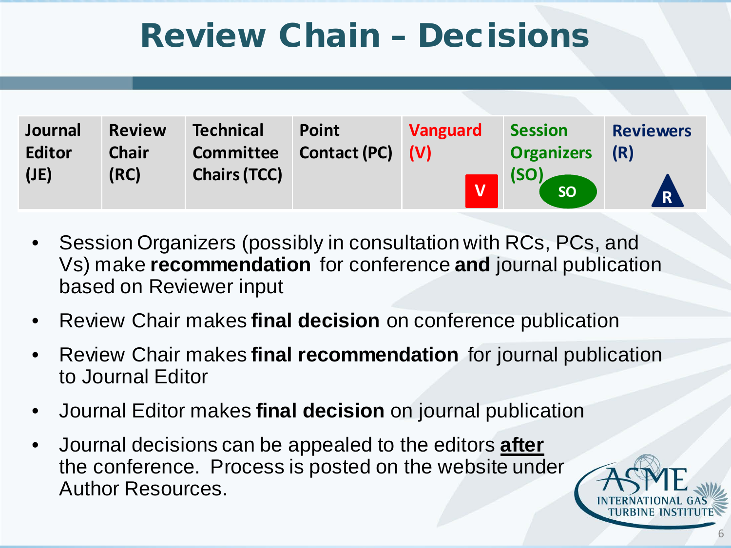# Review Chain – Decisions

| Journal Editor (JE) | Review Chair (RC) | Technical Committee Chairs (TCC) | Point Contact (PC) | Vanguard (V) | Session Organizers (SO) | Reviewers (R) |
|---|---|---|---|---|---|---|

- Session Organizers (possibly in consultation with RCs, PCs, and Vs) make **recommendation** for conference **and** journal publication based on Reviewer input
- Review Chair makes **final decision** on conference publication
- Review Chair makes **final recommendation** for journal publication to Journal Editor
- Journal Editor makes **final decision** on journal publication
- Journal decisions can be appealed to the editors **after** the conference. Process is posted on the website under Author Resources.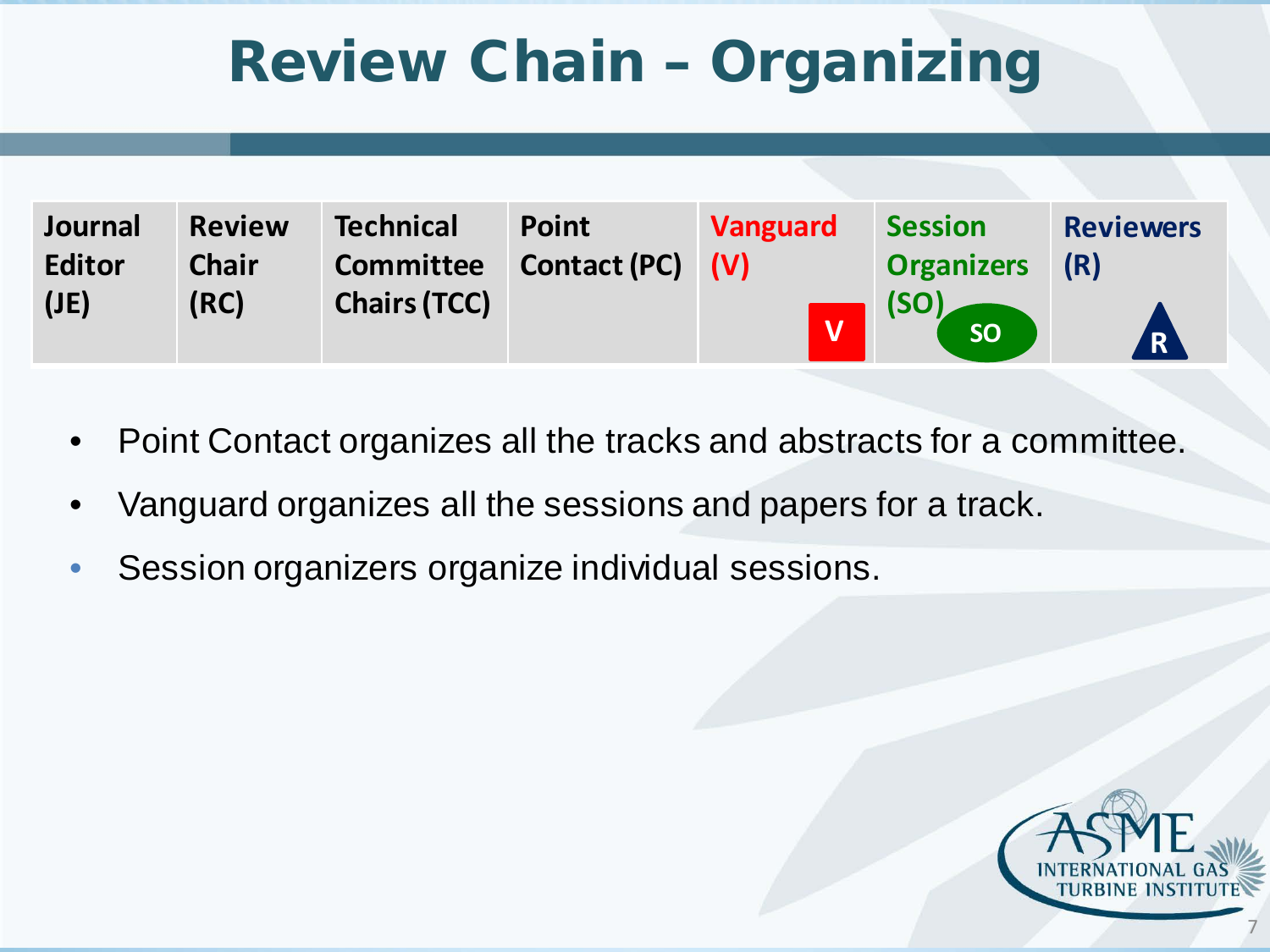# Review Chain – Organizing

| Journal Editor (JE) | Review Chair (RC) | Technical Committee Chairs (TCC) | Point Contact (PC) | Vanguard (V) | Session Organizers (SO) | Reviewers (R) |
|---|---|---|---|---|---|---|

- Point Contact organizes all the tracks and abstracts for a committee.
- Vanguard organizes all the sessions and papers for a track.
- Session organizers organize individual sessions.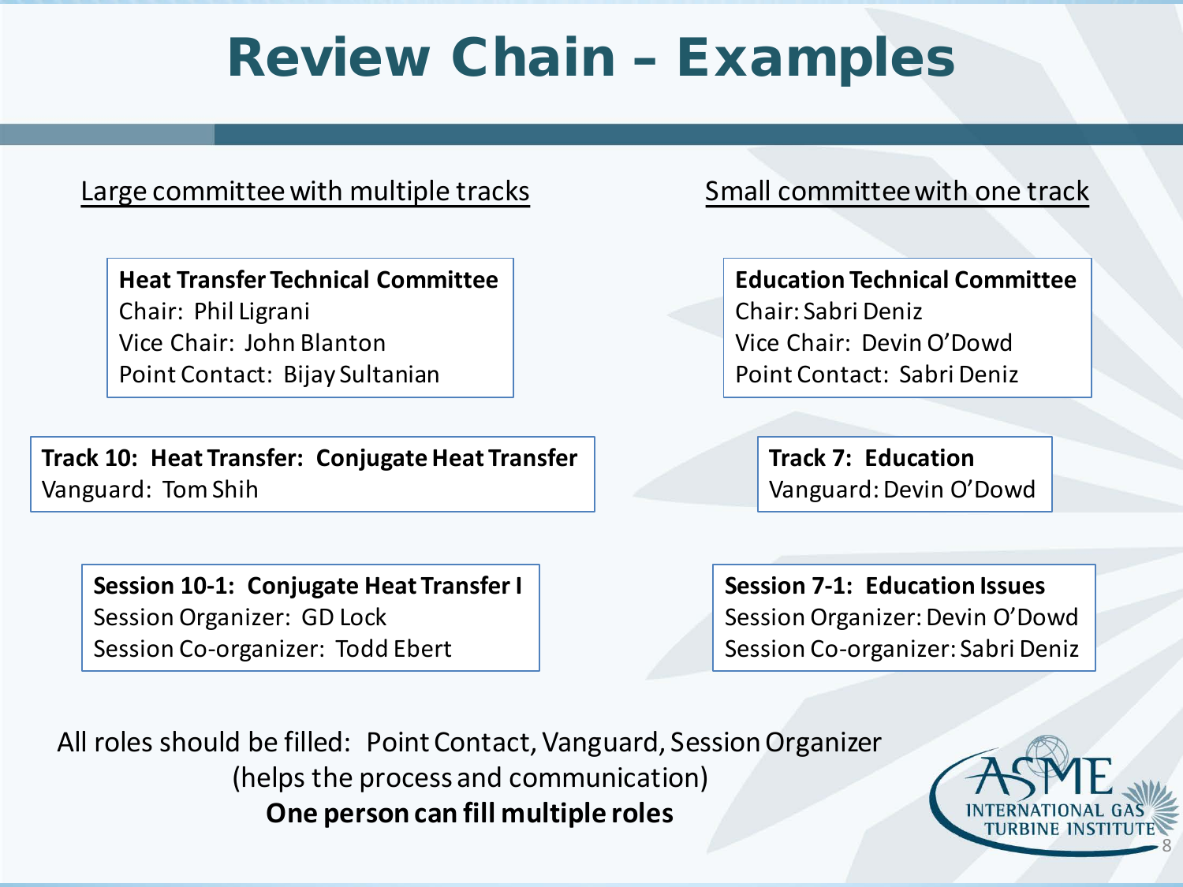# Review Chain – Examples

**Large committee with multiple tracks**

**Heat Transfer Technical Committee**
Chair: Phil Ligrani
Vice Chair: John Blanton
Point Contact: Bijay Sultanian

**Track 10: Heat Transfer: Conjugate Heat Transfer**
Vanguard: Tom Shih

**Session 10-1: Conjugate Heat Transfer I**
Session Organizer: GD Lock
Session Co-organizer: Todd Ebert

**Small committee with one track**

**Education Technical Committee**
Chair: Sabri Deniz
Vice Chair: Devin O'Dowd
Point Contact: Sabri Deniz

**Track 7: Education**
Vanguard: Devin O'Dowd

**Session 7-1: Education Issues**
Session Organizer: Devin O'Dowd
Session Co-organizer: Sabri Deniz

All roles should be filled: Point Contact, Vanguard, Session Organizer
(helps the process and communication)
**One person can fill multiple roles**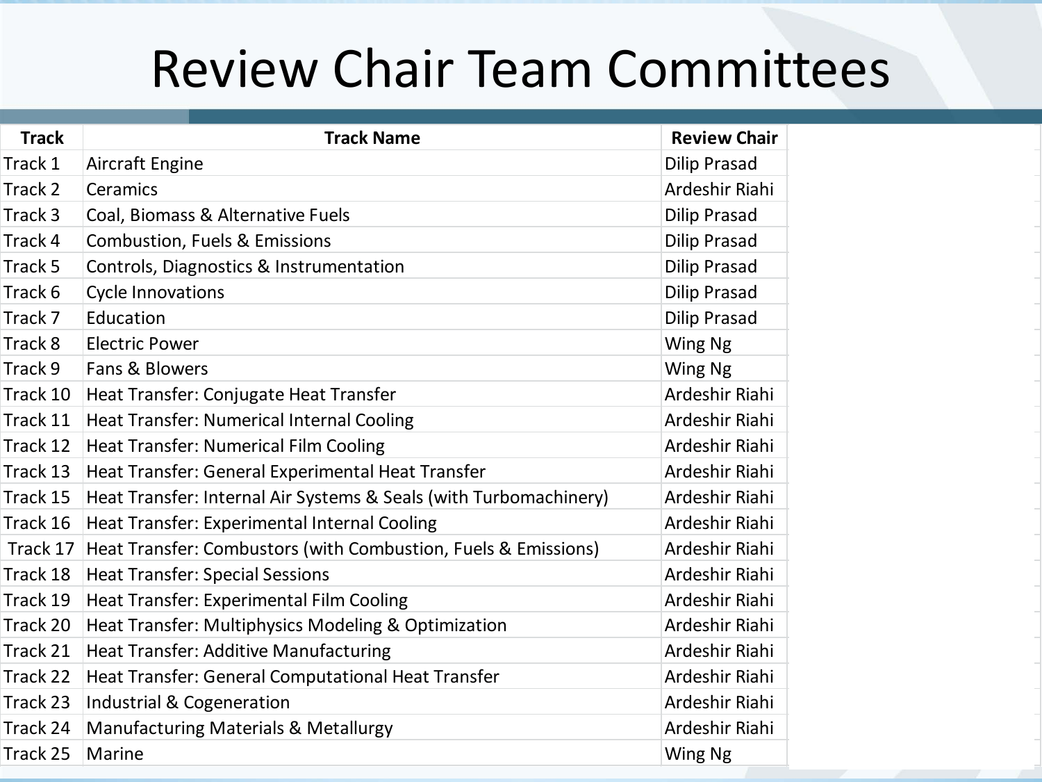# Review Chair Team Committees

| Track | Track Name | Review Chair |
| --- | --- | --- |
| Track 1 | Aircraft Engine | Dilip Prasad |
| Track 2 | Ceramics | Ardeshir Riahi |
| Track 3 | Coal, Biomass & Alternative Fuels | Dilip Prasad |
| Track 4 | Combustion, Fuels & Emissions | Dilip Prasad |
| Track 5 | Controls, Diagnostics & Instrumentation | Dilip Prasad |
| Track 6 | Cycle Innovations | Dilip Prasad |
| Track 7 | Education | Dilip Prasad |
| Track 8 | Electric Power | Wing Ng |
| Track 9 | Fans & Blowers | Wing Ng |
| Track 10 | Heat Transfer: Conjugate Heat Transfer | Ardeshir Riahi |
| Track 11 | Heat Transfer: Numerical Internal Cooling | Ardeshir Riahi |
| Track 12 | Heat Transfer: Numerical Film Cooling | Ardeshir Riahi |
| Track 13 | Heat Transfer: General Experimental Heat Transfer | Ardeshir Riahi |
| Track 15 | Heat Transfer: Internal Air Systems & Seals (with Turbomachinery) | Ardeshir Riahi |
| Track 16 | Heat Transfer: Experimental Internal Cooling | Ardeshir Riahi |
| Track 17 | Heat Transfer: Combustors (with Combustion, Fuels & Emissions) | Ardeshir Riahi |
| Track 18 | Heat Transfer: Special Sessions | Ardeshir Riahi |
| Track 19 | Heat Transfer: Experimental Film Cooling | Ardeshir Riahi |
| Track 20 | Heat Transfer: Multiphysics Modeling & Optimization | Ardeshir Riahi |
| Track 21 | Heat Transfer: Additive Manufacturing | Ardeshir Riahi |
| Track 22 | Heat Transfer: General Computational Heat Transfer | Ardeshir Riahi |
| Track 23 | Industrial & Cogeneration | Ardeshir Riahi |
| Track 24 | Manufacturing Materials & Metallurgy | Ardeshir Riahi |
| Track 25 | Marine | Wing Ng |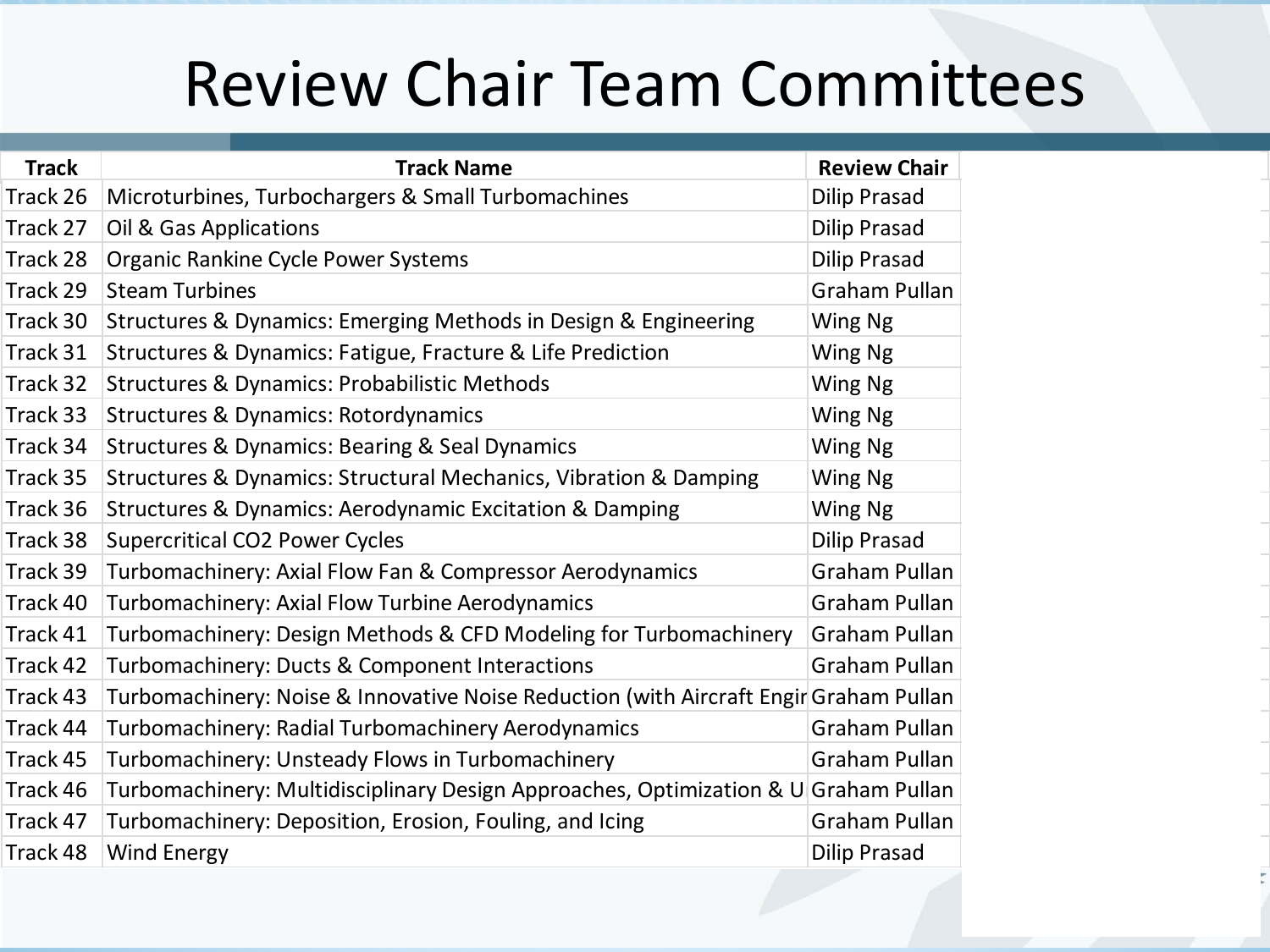# Review Chair Team Committees

| Track | Track Name | Review Chair |
| --- | --- | --- |
| Track 26 | Microturbines, Turbochargers & Small Turbomachines | Dilip Prasad |
| Track 27 | Oil & Gas Applications | Dilip Prasad |
| Track 28 | Organic Rankine Cycle Power Systems | Dilip Prasad |
| Track 29 | Steam Turbines | Graham Pullan |
| Track 30 | Structures & Dynamics: Emerging Methods in Design & Engineering | Wing Ng |
| Track 31 | Structures & Dynamics: Fatigue, Fracture & Life Prediction | Wing Ng |
| Track 32 | Structures & Dynamics: Probabilistic Methods | Wing Ng |
| Track 33 | Structures & Dynamics: Rotordynamics | Wing Ng |
| Track 34 | Structures & Dynamics: Bearing & Seal Dynamics | Wing Ng |
| Track 35 | Structures & Dynamics: Structural Mechanics, Vibration & Damping | Wing Ng |
| Track 36 | Structures & Dynamics: Aerodynamic Excitation & Damping | Wing Ng |
| Track 38 | Supercritical CO2 Power Cycles | Dilip Prasad |
| Track 39 | Turbomachinery: Axial Flow Fan & Compressor Aerodynamics | Graham Pullan |
| Track 40 | Turbomachinery: Axial Flow Turbine Aerodynamics | Graham Pullan |
| Track 41 | Turbomachinery: Design Methods & CFD Modeling for Turbomachinery | Graham Pullan |
| Track 42 | Turbomachinery: Ducts & Component Interactions | Graham Pullan |
| Track 43 | Turbomachinery: Noise & Innovative Noise Reduction (with Aircraft Engir | Graham Pullan |
| Track 44 | Turbomachinery: Radial Turbomachinery Aerodynamics | Graham Pullan |
| Track 45 | Turbomachinery: Unsteady Flows in Turbomachinery | Graham Pullan |
| Track 46 | Turbomachinery: Multidisciplinary Design Approaches, Optimization & U | Graham Pullan |
| Track 47 | Turbomachinery: Deposition, Erosion, Fouling, and Icing | Graham Pullan |
| Track 48 | Wind Energy | Dilip Prasad |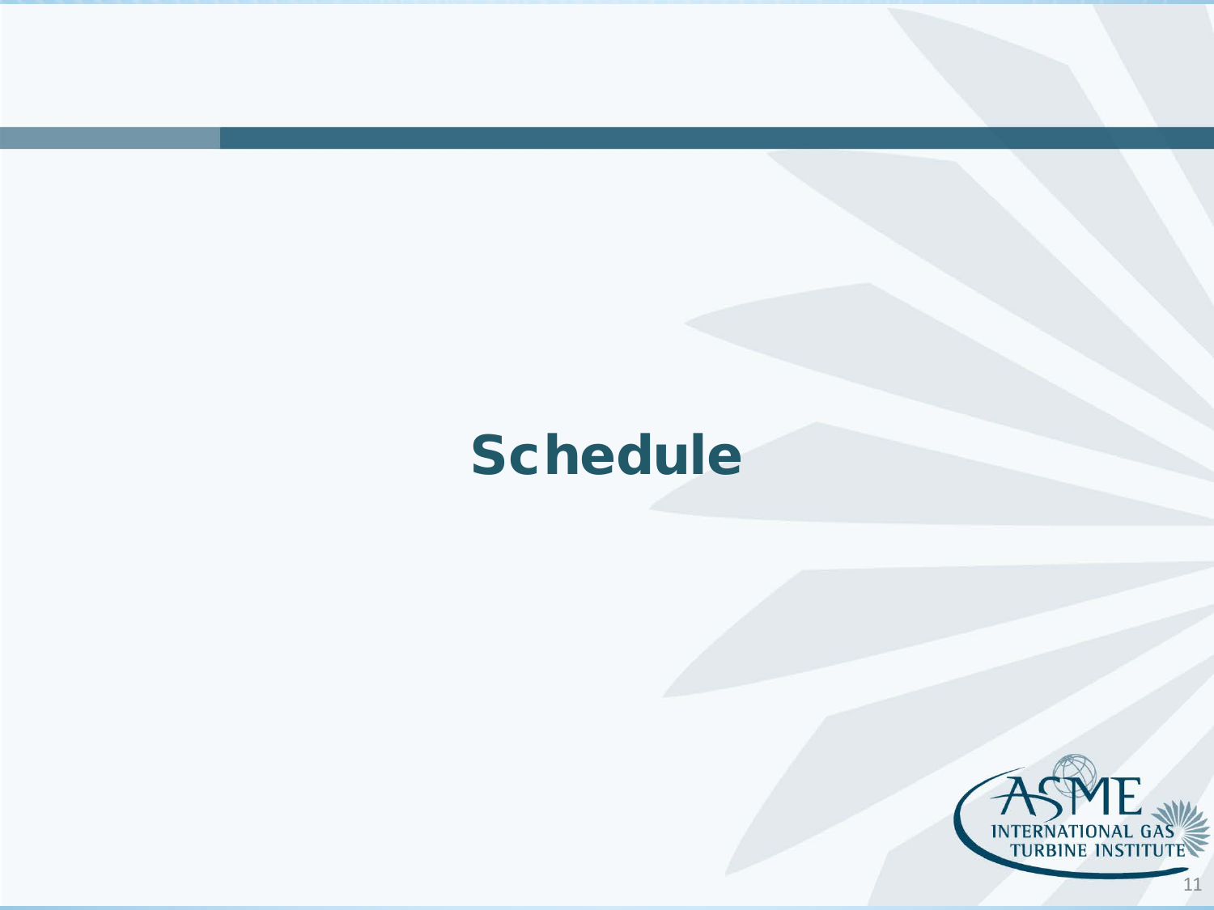# Schedule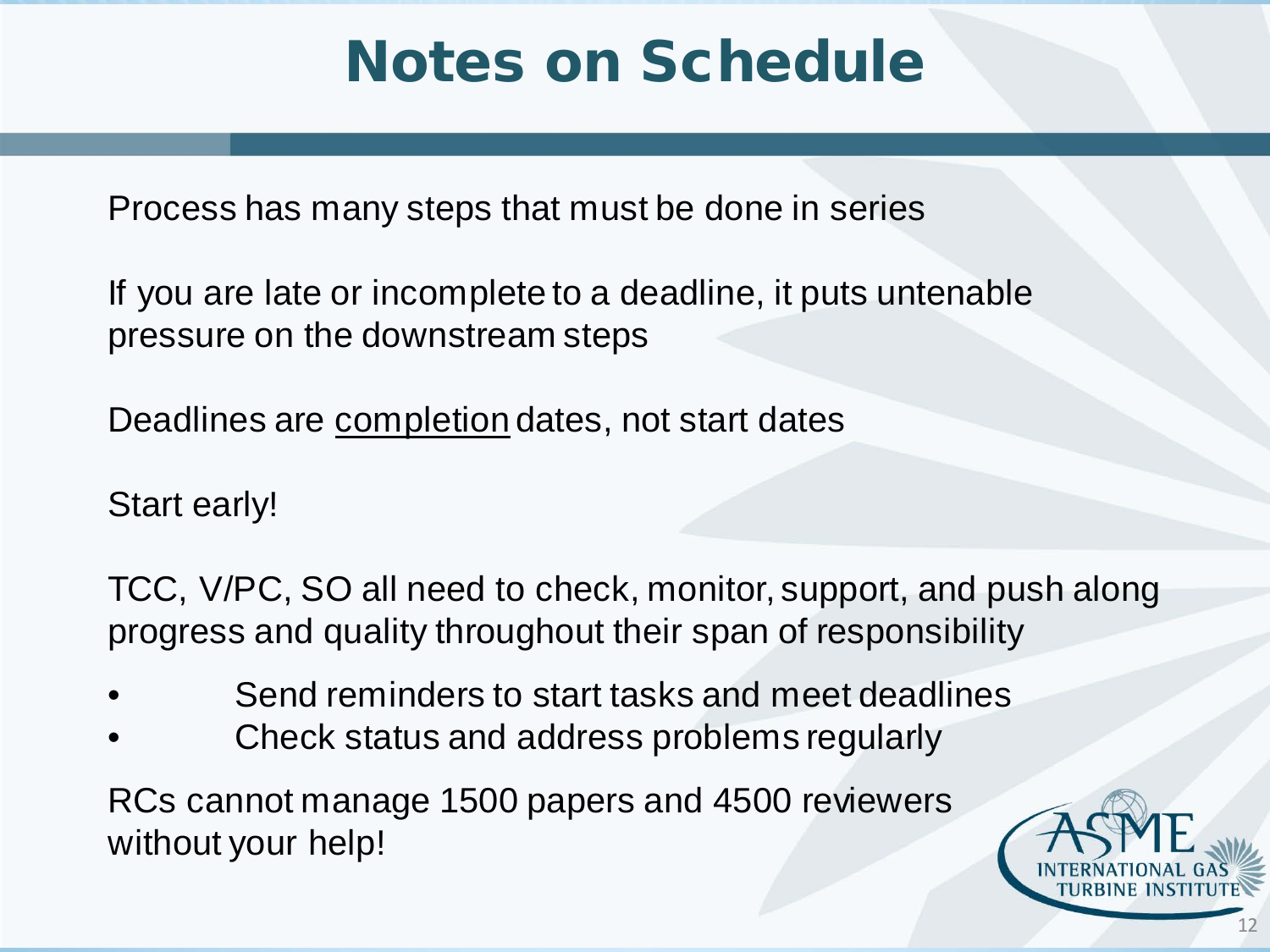# Notes on Schedule

Process has many steps that must be done in series

If you are late or incomplete to a deadline, it puts untenable pressure on the downstream steps

Deadlines are <u>completion</u> dates, not start dates

Start early!

TCC, V/PC, SO all need to check, monitor, support, and push along progress and quality throughout their span of responsibility

- Send reminders to start tasks and meet deadlines
- Check status and address problems regularly

RCs cannot manage 1500 papers and 4500 reviewers without your help!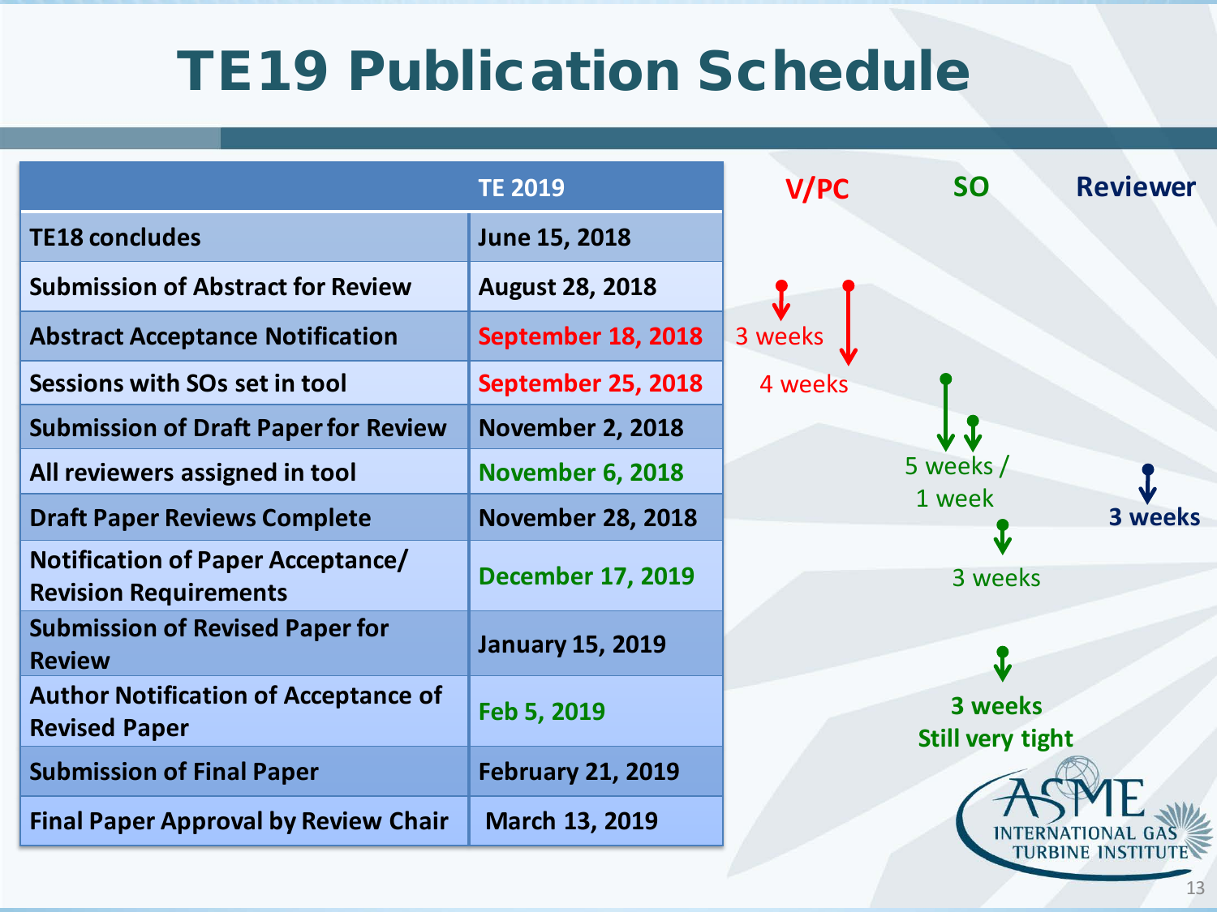# TE19 Publication Schedule

| | TE 2019 |
|---|---|
| TE18 concludes | June 15, 2018 |
| Submission of Abstract for Review | August 28, 2018 |
| Abstract Acceptance Notification | September 18, 2018 |
| Sessions with SOs set in tool | September 25, 2018 |
| Submission of Draft Paper for Review | November 2, 2018 |
| All reviewers assigned in tool | November 6, 2018 |
| Draft Paper Reviews Complete | November 28, 2018 |
| Notification of Paper Acceptance/ Revision Requirements | December 17, 2019 |
| Submission of Revised Paper for Review | January 15, 2019 |
| Author Notification of Acceptance of Revised Paper | Feb 5, 2019 |
| Submission of Final Paper | February 21, 2019 |
| Final Paper Approval by Review Chair | March 13, 2019 |

**V/PC**

- 3 weeks
- 4 weeks

**SO**

- 5 weeks / 1 week
- 3 weeks
- **3 weeks Still very tight**

**Reviewer**

- **3 weeks**

ASME INTERNATIONAL GAS TURBINE INSTITUTE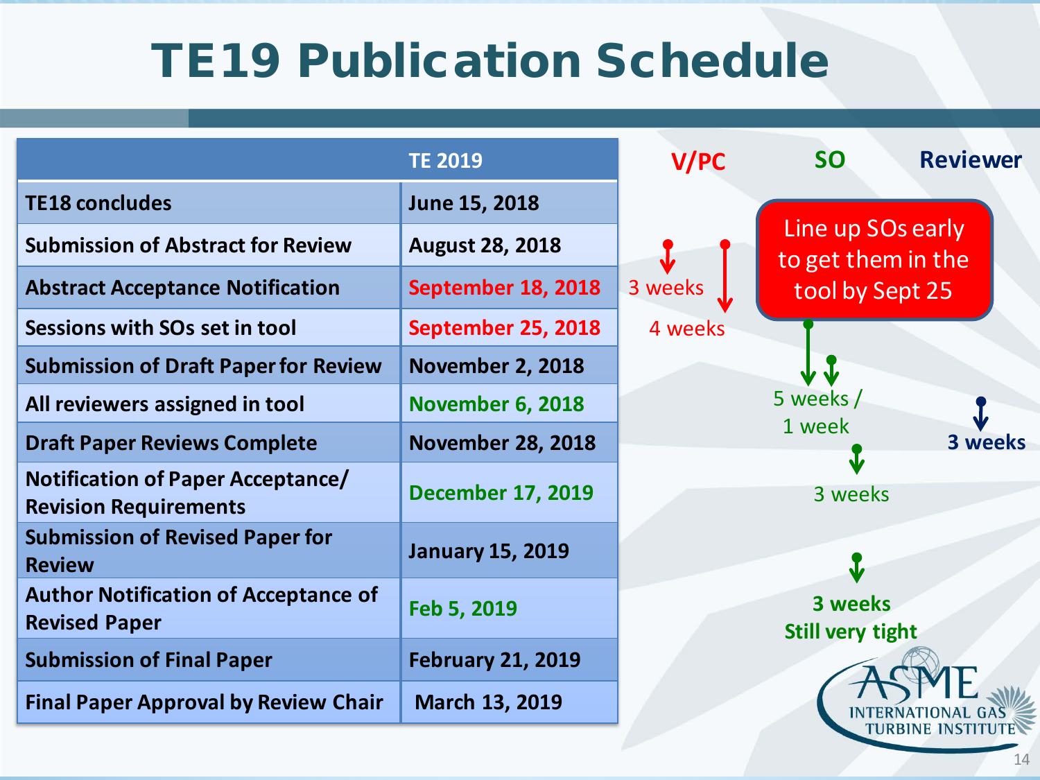# TE19 Publication Schedule

| | TE 2019 |
|---|---|
| TE18 concludes | June 15, 2018 |
| Submission of Abstract for Review | August 28, 2018 |
| Abstract Acceptance Notification | September 18, 2018 |
| Sessions with SOs set in tool | September 25, 2018 |
| Submission of Draft Paper for Review | November 2, 2018 |
| All reviewers assigned in tool | November 6, 2018 |
| Draft Paper Reviews Complete | November 28, 2018 |
| Notification of Paper Acceptance/ Revision Requirements | December 17, 2019 |
| Submission of Revised Paper for Review | January 15, 2019 |
| Author Notification of Acceptance of Revised Paper | Feb 5, 2019 |
| Submission of Final Paper | February 21, 2019 |
| Final Paper Approval by Review Chair | March 13, 2019 |

**V/PC** — 3 weeks; 4 weeks

**SO** — Line up SOs early to get them in the tool by Sept 25; 5 weeks / 1 week; 3 weeks; **3 weeks Still very tight**

**Reviewer** — **3 weeks**

ASME INTERNATIONAL GAS TURBINE INSTITUTE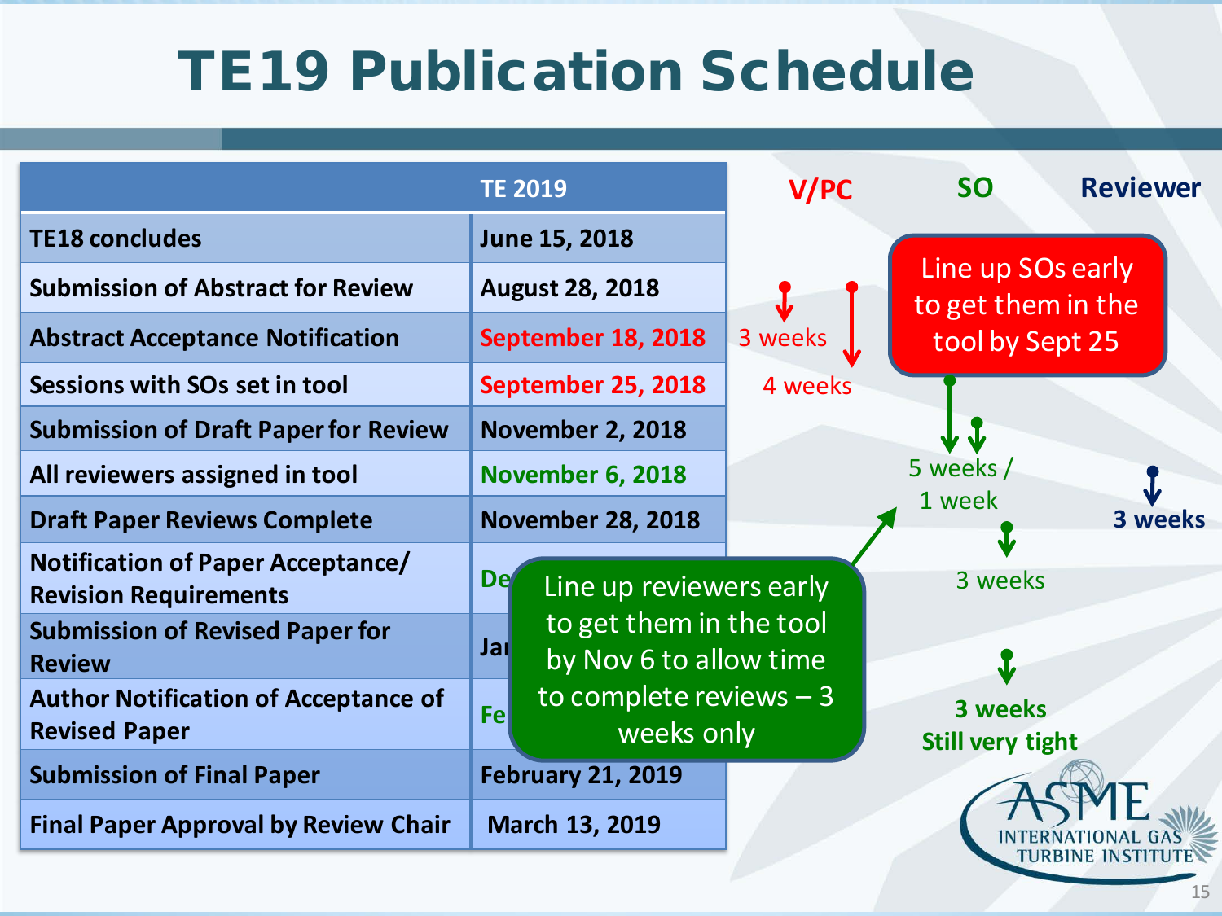# TE19 Publication Schedule

| | TE 2019 |
|---|---|
| TE18 concludes | June 15, 2018 |
| Submission of Abstract for Review | August 28, 2018 |
| Abstract Acceptance Notification | September 18, 2018 |
| Sessions with SOs set in tool | September 25, 2018 |
| Submission of Draft Paper for Review | November 2, 2018 |
| All reviewers assigned in tool | November 6, 2018 |
| Draft Paper Reviews Complete | November 28, 2018 |
| Notification of Paper Acceptance/ Revision Requirements | De |
| Submission of Revised Paper for Review | Ja |
| Author Notification of Acceptance of Revised Paper | Fe |
| Submission of Final Paper | February 21, 2019 |
| Final Paper Approval by Review Chair | March 13, 2019 |

**V/PC** — 3 weeks; 4 weeks

**SO** — 5 weeks / 1 week; 3 weeks; 3 weeks Still very tight

**Reviewer** — 3 weeks

Line up SOs early to get them in the tool by Sept 25

Line up reviewers early to get them in the tool by Nov 6 to allow time to complete reviews – 3 weeks only

ASME INTERNATIONAL GAS TURBINE INSTITUTE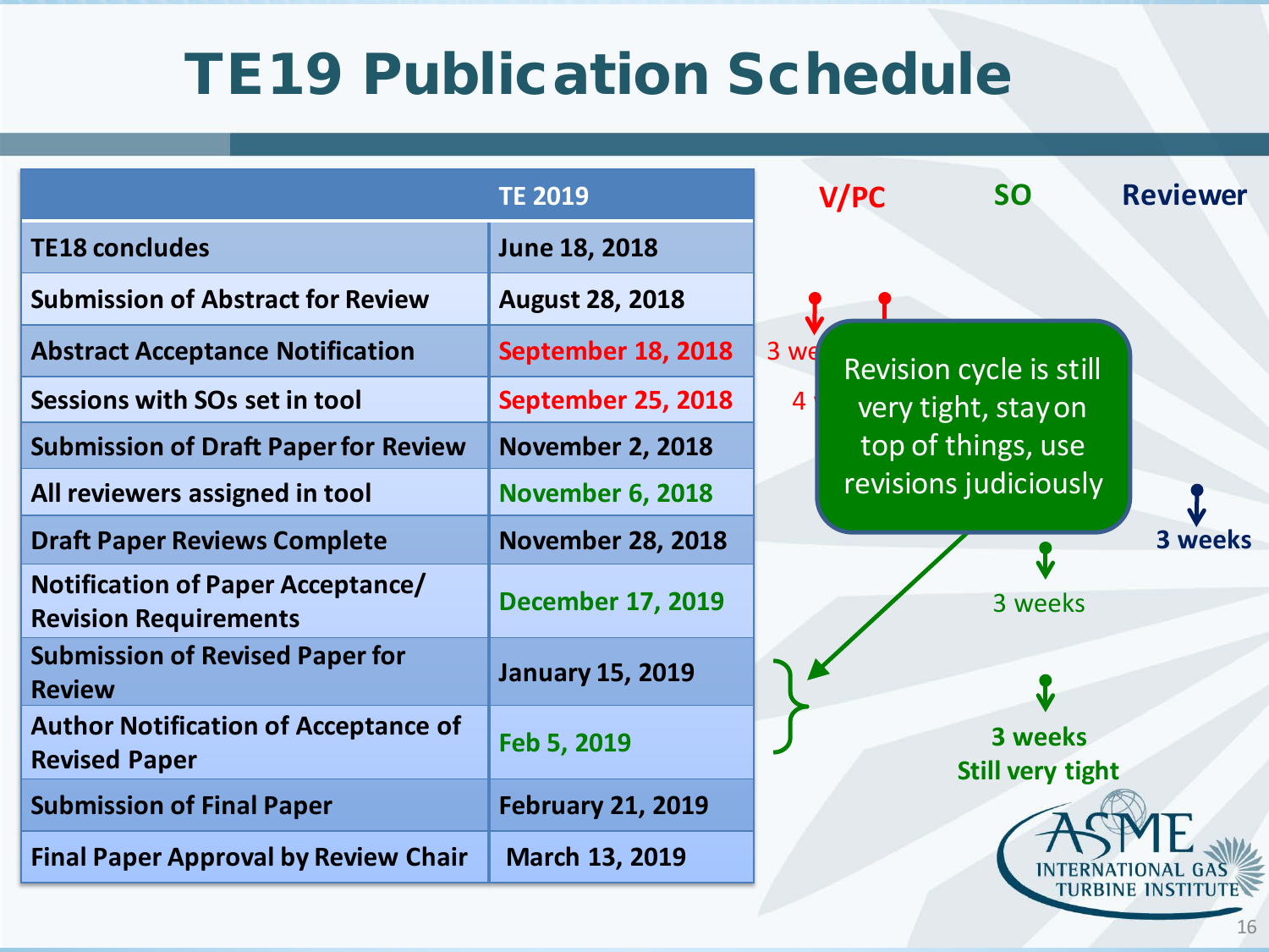# TE19 Publication Schedule

| | TE 2019 |
|---|---|
| TE18 concludes | June 18, 2018 |
| Submission of Abstract for Review | August 28, 2018 |
| Abstract Acceptance Notification | September 18, 2018 |
| Sessions with SOs set in tool | September 25, 2018 |
| Submission of Draft Paper for Review | November 2, 2018 |
| All reviewers assigned in tool | November 6, 2018 |
| Draft Paper Reviews Complete | November 28, 2018 |
| Notification of Paper Acceptance/ Revision Requirements | December 17, 2019 |
| Submission of Revised Paper for Review | January 15, 2019 |
| Author Notification of Acceptance of Revised Paper | Feb 5, 2019 |
| Submission of Final Paper | February 21, 2019 |
| Final Paper Approval by Review Chair | March 13, 2019 |

**V/PC** **SO** **Reviewer**

3 we

4

Revision cycle is still very tight, stay on top of things, use revisions judiciously

**3 weeks**

3 weeks

**3 weeks**
**Still very tight**

ASME INTERNATIONAL GAS TURBINE INSTITUTE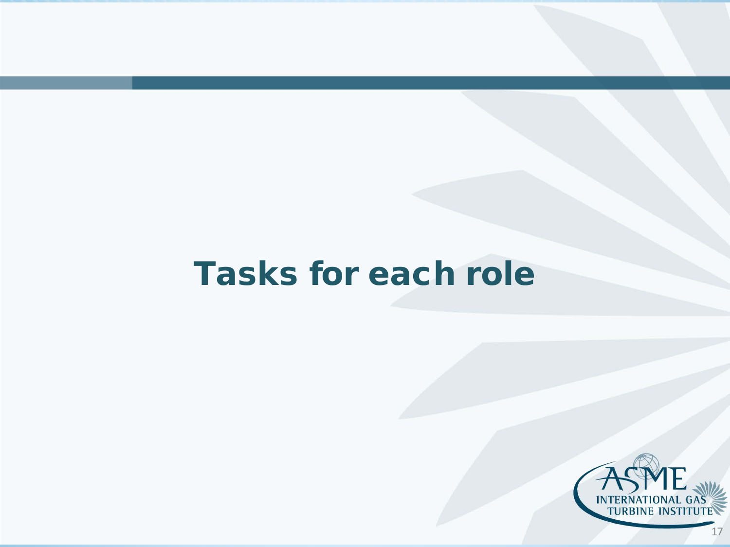# Tasks for each role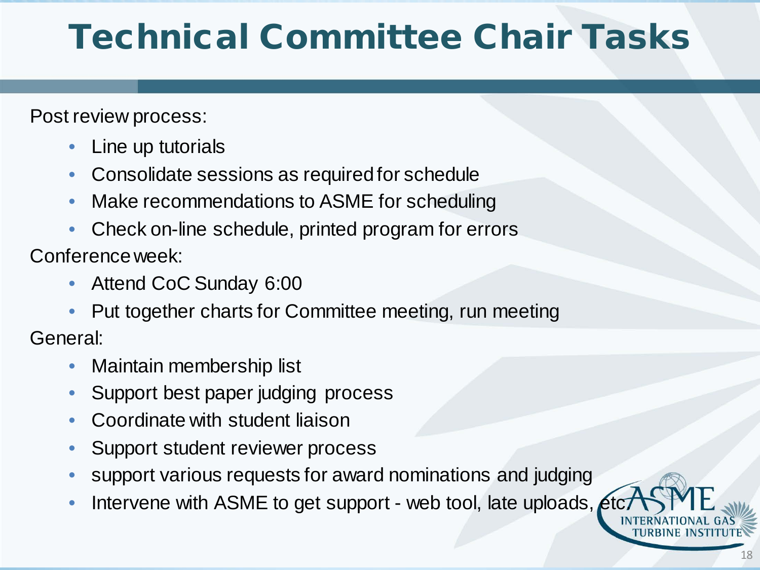# Technical Committee Chair Tasks

Post review process:

- Line up tutorials
- Consolidate sessions as required for schedule
- Make recommendations to ASME for scheduling
- Check on-line schedule, printed program for errors

Conference week:

- Attend CoC Sunday 6:00
- Put together charts for Committee meeting, run meeting

General:

- Maintain membership list
- Support best paper judging process
- Coordinate with student liaison
- Support student reviewer process
- support various requests for award nominations and judging
- Intervene with ASME to get support - web tool, late uploads, etc.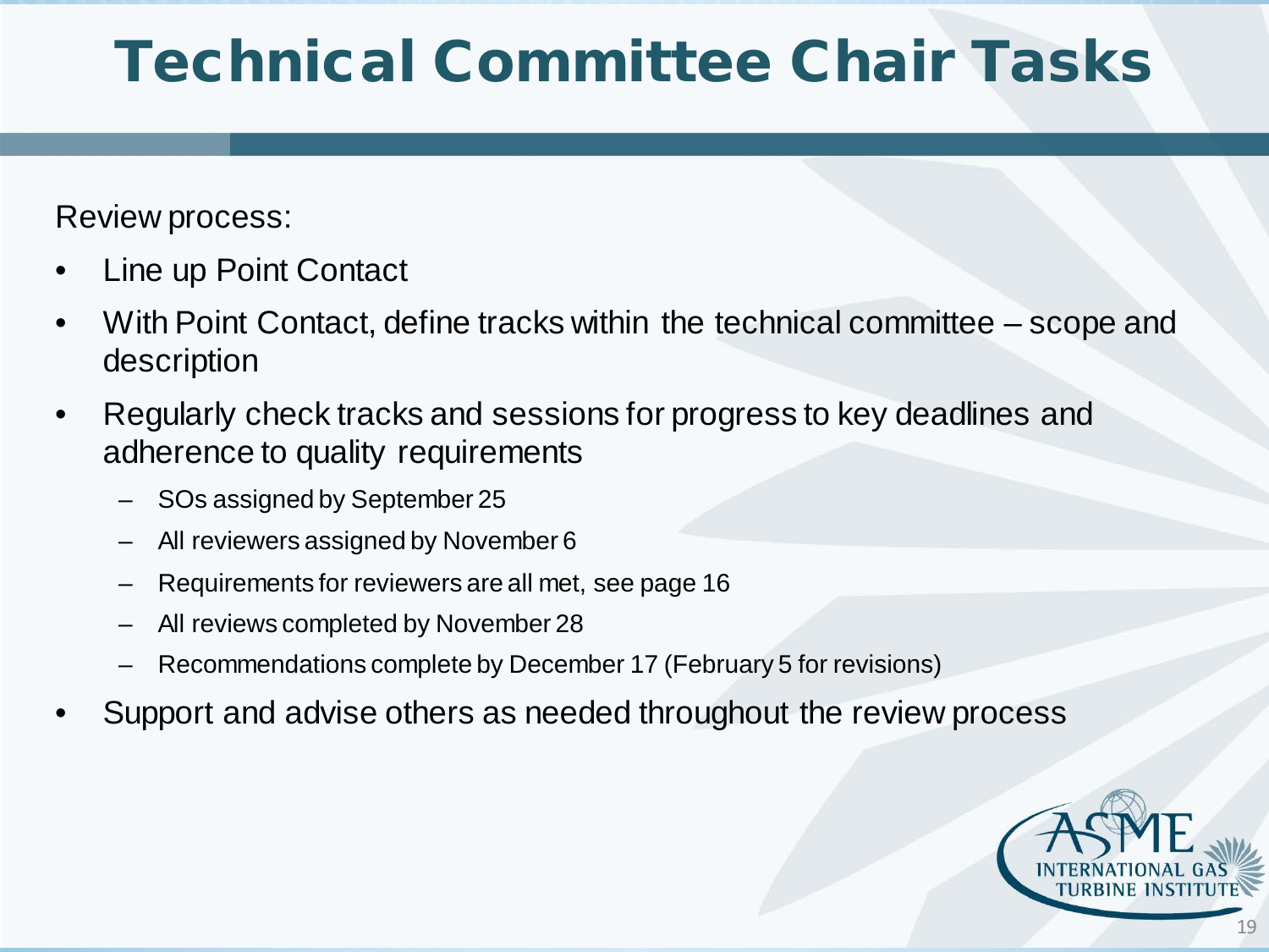# Technical Committee Chair Tasks

Review process:

- Line up Point Contact
- With Point Contact, define tracks within the technical committee – scope and description
- Regularly check tracks and sessions for progress to key deadlines and adherence to quality requirements
  - SOs assigned by September 25
  - All reviewers assigned by November 6
  - Requirements for reviewers are all met, see page 16
  - All reviews completed by November 28
  - Recommendations complete by December 17 (February 5 for revisions)
- Support and advise others as needed throughout the review process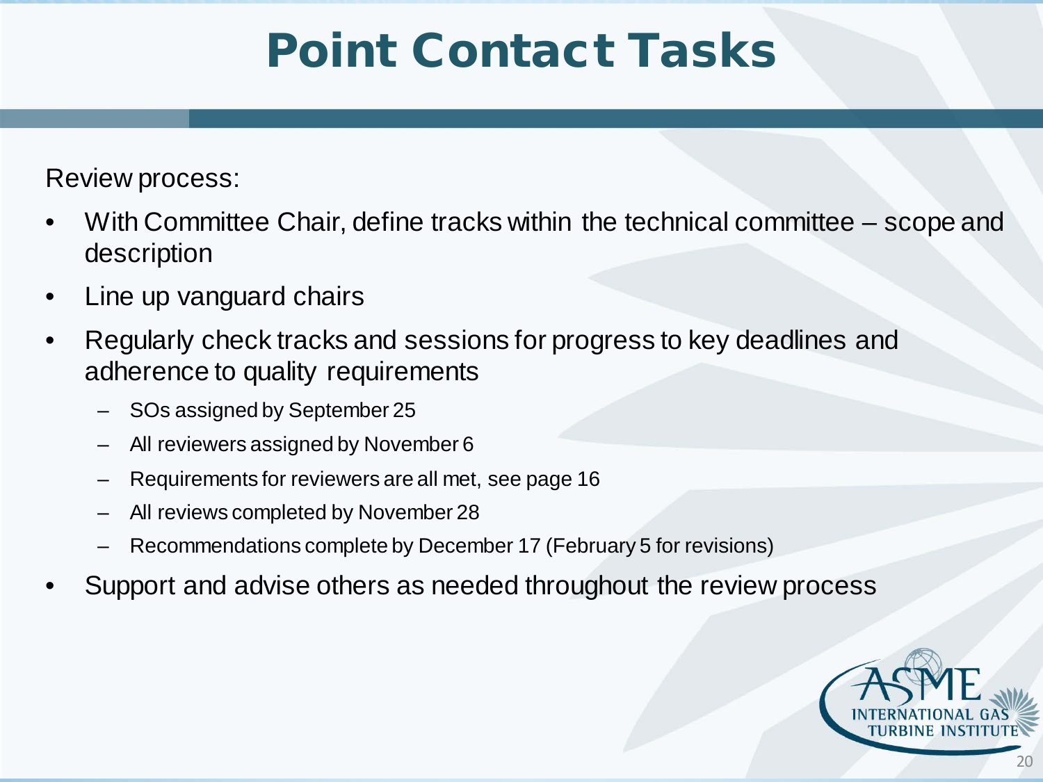# Point Contact Tasks

Review process:

- With Committee Chair, define tracks within the technical committee – scope and description
- Line up vanguard chairs
- Regularly check tracks and sessions for progress to key deadlines and adherence to quality requirements
  - SOs assigned by September 25
  - All reviewers assigned by November 6
  - Requirements for reviewers are all met, see page 16
  - All reviews completed by November 28
  - Recommendations complete by December 17 (February 5 for revisions)
- Support and advise others as needed throughout the review process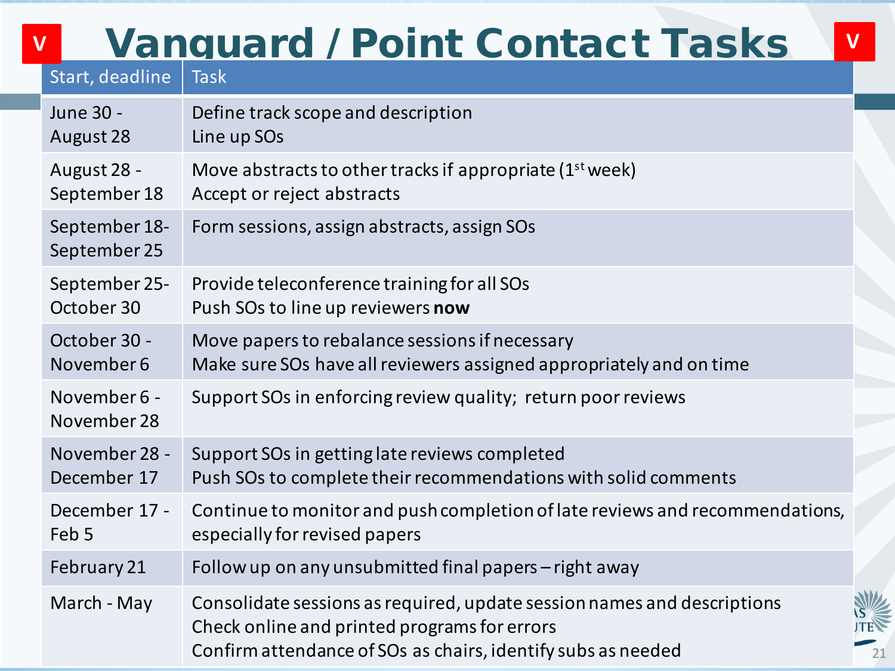# Vanguard / Point Contact Tasks

| Start, deadline | Task |
|---|---|
| June 30 - August 28 | Define track scope and description<br>Line up SOs |
| August 28 - September 18 | Move abstracts to other tracks if appropriate (1st week)<br>Accept or reject abstracts |
| September 18- September 25 | Form sessions, assign abstracts, assign SOs |
| September 25- October 30 | Provide teleconference training for all SOs<br>Push SOs to line up reviewers **now** |
| October 30 - November 6 | Move papers to rebalance sessions if necessary<br>Make sure SOs have all reviewers assigned appropriately and on time |
| November 6 - November 28 | Support SOs in enforcing review quality; return poor reviews |
| November 28 - December 17 | Support SOs in getting late reviews completed<br>Push SOs to complete their recommendations with solid comments |
| December 17 - Feb 5 | Continue to monitor and push completion of late reviews and recommendations, especially for revised papers |
| February 21 | Follow up on any unsubmitted final papers – right away |
| March - May | Consolidate sessions as required, update session names and descriptions<br>Check online and printed programs for errors<br>Confirm attendance of SOs as chairs, identify subs as needed |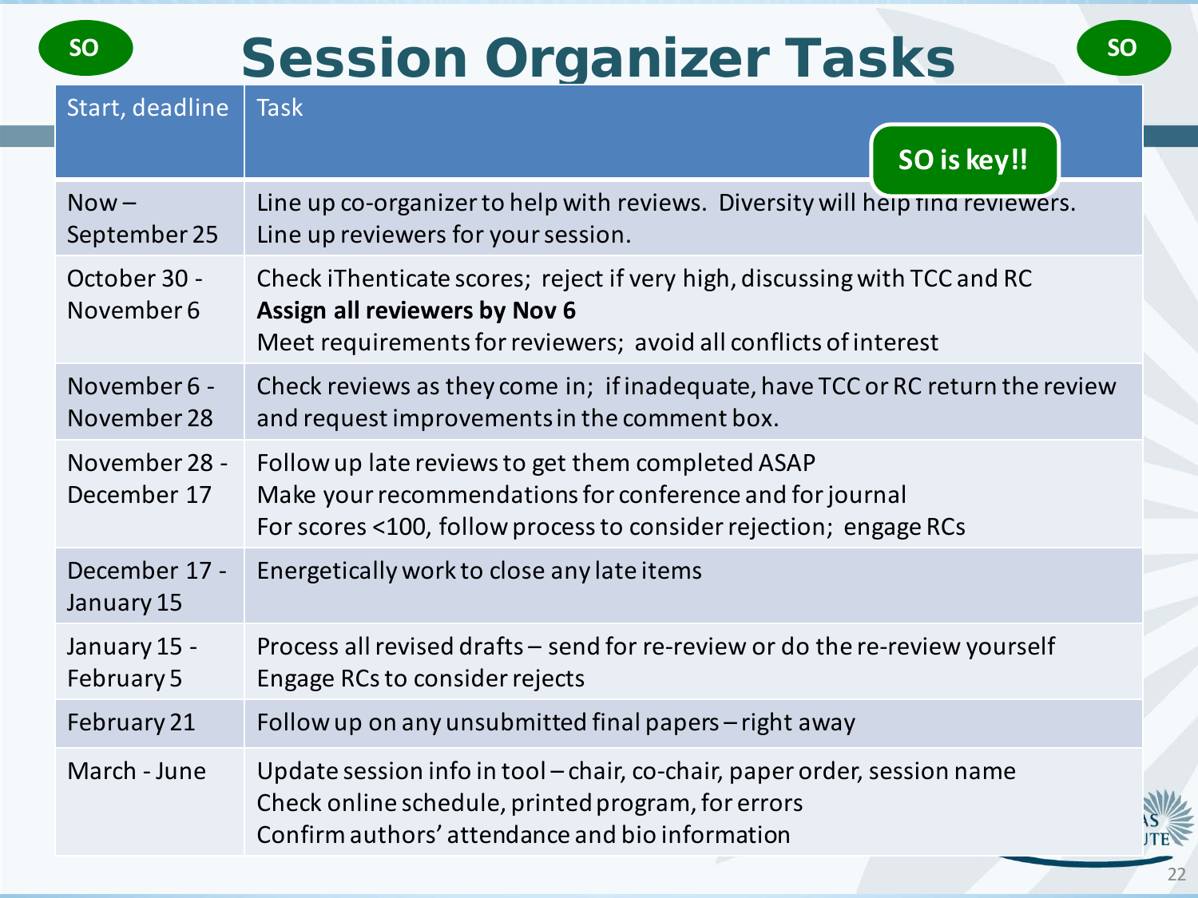# Session Organizer Tasks

SO

SO is key!!

| Start, deadline | Task |
| --- | --- |
| Now – September 25 | Line up co-organizer to help with reviews. Diversity will help find reviewers.<br>Line up reviewers for your session. |
| October 30 - November 6 | Check iThenticate scores; reject if very high, discussing with TCC and RC<br>**Assign all reviewers by Nov 6**<br>Meet requirements for reviewers; avoid all conflicts of interest |
| November 6 - November 28 | Check reviews as they come in; if inadequate, have TCC or RC return the review and request improvements in the comment box. |
| November 28 - December 17 | Follow up late reviews to get them completed ASAP<br>Make your recommendations for conference and for journal<br>For scores <100, follow process to consider rejection; engage RCs |
| December 17 - January 15 | Energetically work to close any late items |
| January 15 - February 5 | Process all revised drafts – send for re-review or do the re-review yourself<br>Engage RCs to consider rejects |
| February 21 | Follow up on any unsubmitted final papers – right away |
| March - June | Update session info in tool – chair, co-chair, paper order, session name<br>Check online schedule, printed program, for errors<br>Confirm authors' attendance and bio information |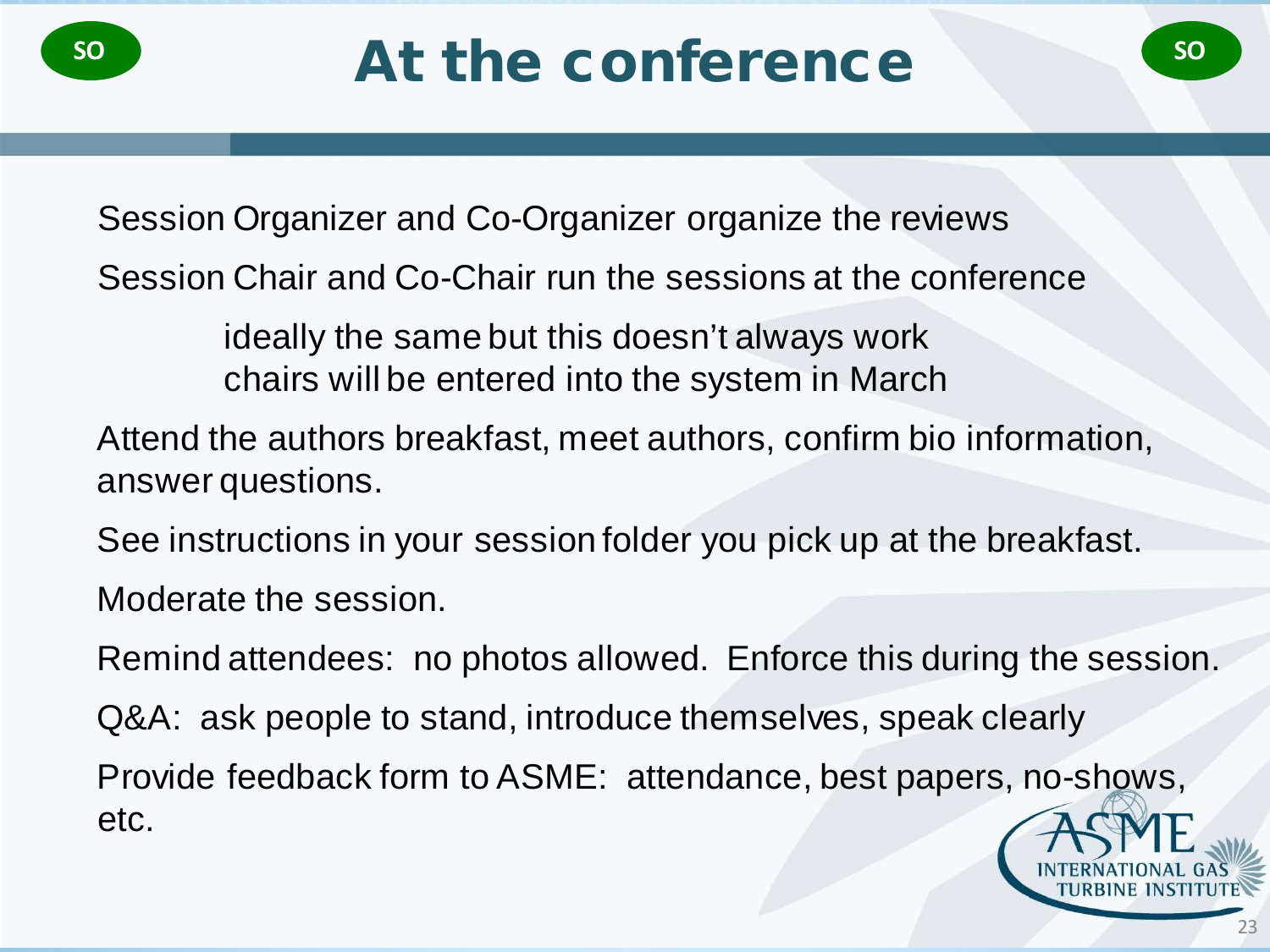# At the conference

Session Organizer and Co-Organizer organize the reviews

Session Chair and Co-Chair run the sessions at the conference

- ideally the same but this doesn't always work
- chairs will be entered into the system in March

Attend the authors breakfast, meet authors, confirm bio information, answer questions.

See instructions in your session folder you pick up at the breakfast.

Moderate the session.

Remind attendees: no photos allowed. Enforce this during the session.

Q&A: ask people to stand, introduce themselves, speak clearly

Provide feedback form to ASME: attendance, best papers, no-shows, etc.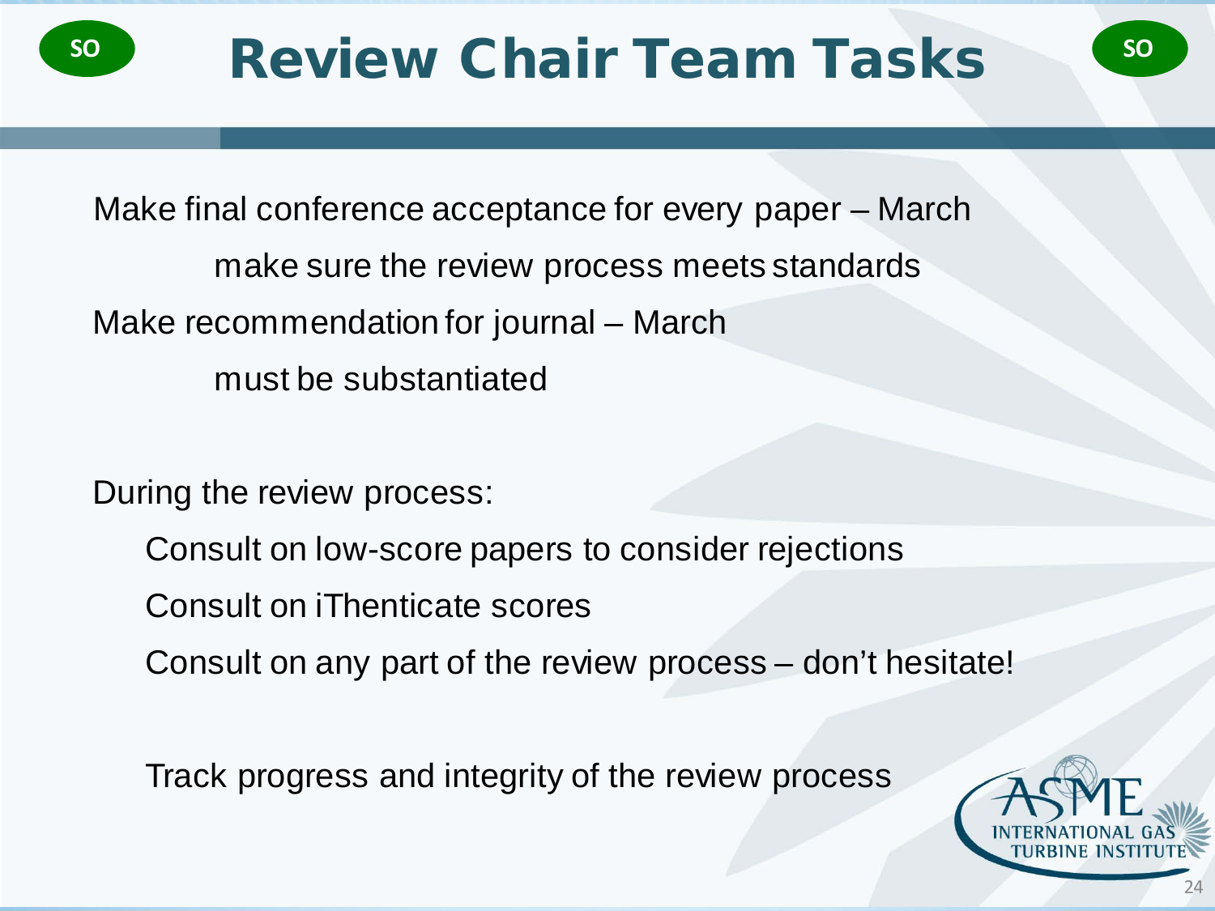# Review Chair Team Tasks

Make final conference acceptance for every paper – March

- make sure the review process meets standards

Make recommendation for journal – March

- must be substantiated

During the review process:

- Consult on low-score papers to consider rejections
- Consult on iThenticate scores
- Consult on any part of the review process – don't hesitate!

Track progress and integrity of the review process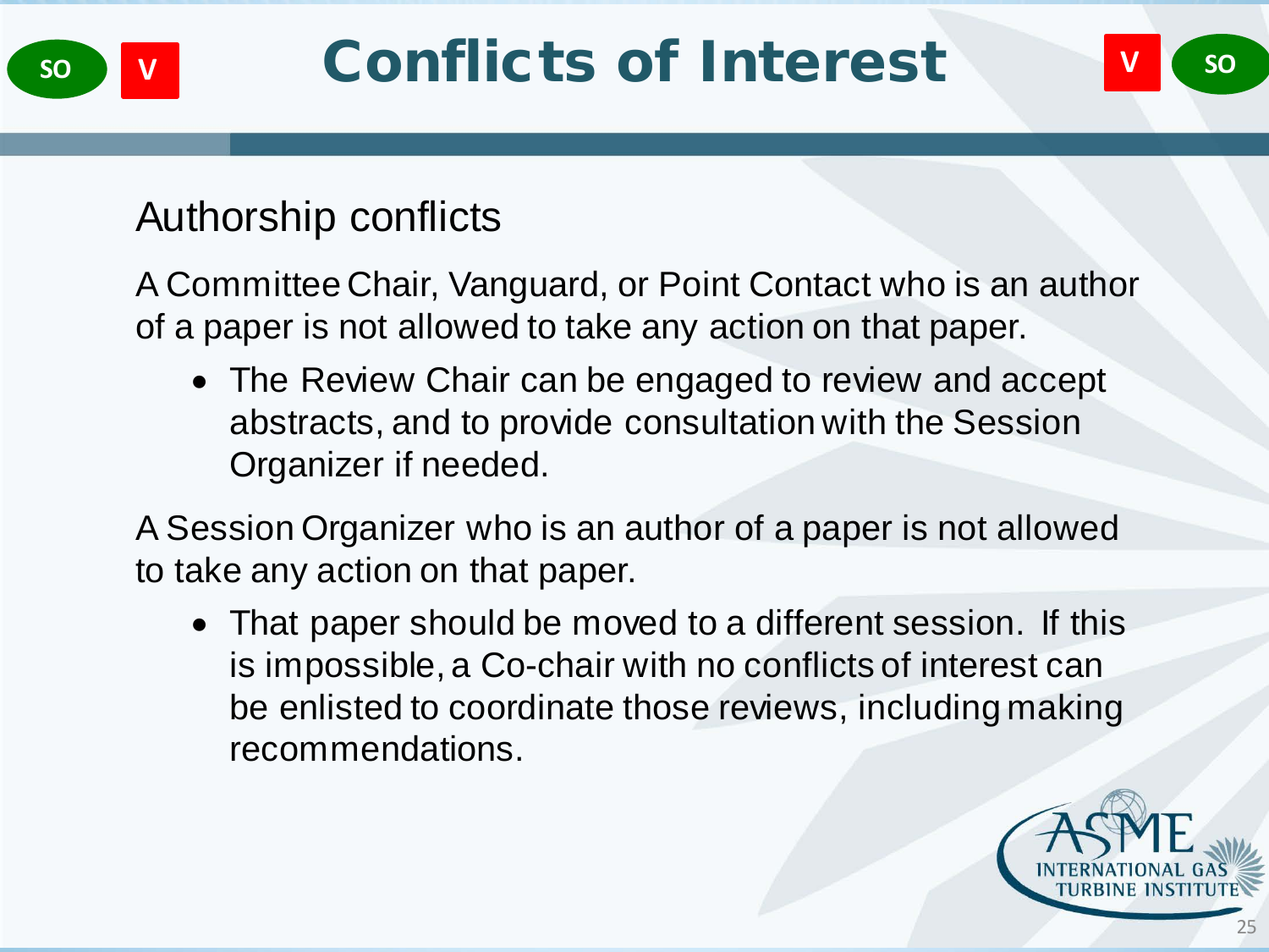# Conflicts of Interest

SO V

## Authorship conflicts

A Committee Chair, Vanguard, or Point Contact who is an author of a paper is not allowed to take any action on that paper.

- The Review Chair can be engaged to review and accept abstracts, and to provide consultation with the Session Organizer if needed.

A Session Organizer who is an author of a paper is not allowed to take any action on that paper.

- That paper should be moved to a different session. If this is impossible, a Co-chair with no conflicts of interest can be enlisted to coordinate those reviews, including making recommendations.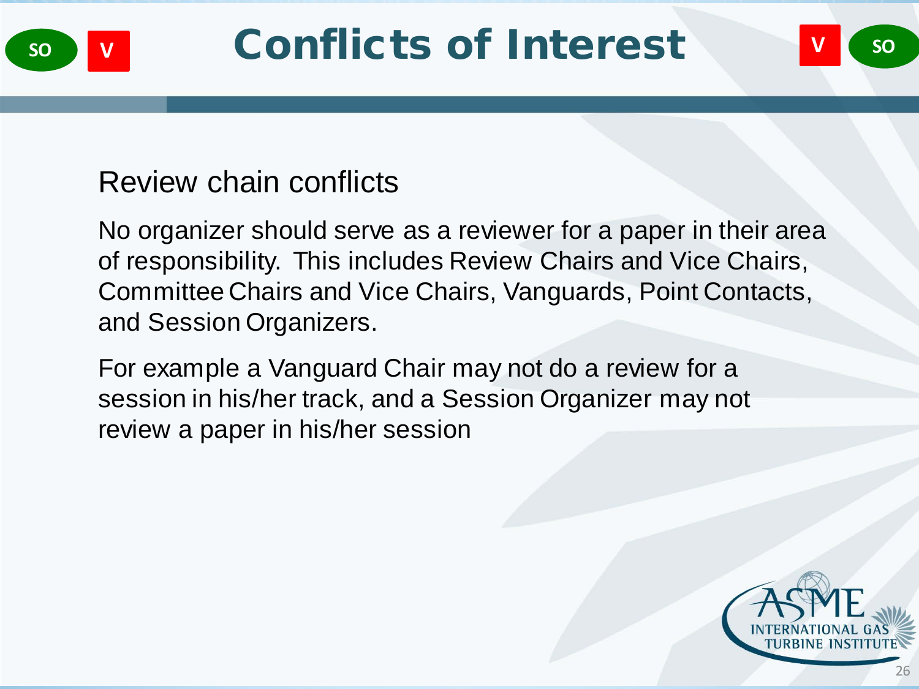# Conflicts of Interest

## Review chain conflicts

No organizer should serve as a reviewer for a paper in their area of responsibility. This includes Review Chairs and Vice Chairs, Committee Chairs and Vice Chairs, Vanguards, Point Contacts, and Session Organizers.

For example a Vanguard Chair may not do a review for a session in his/her track, and a Session Organizer may not review a paper in his/her session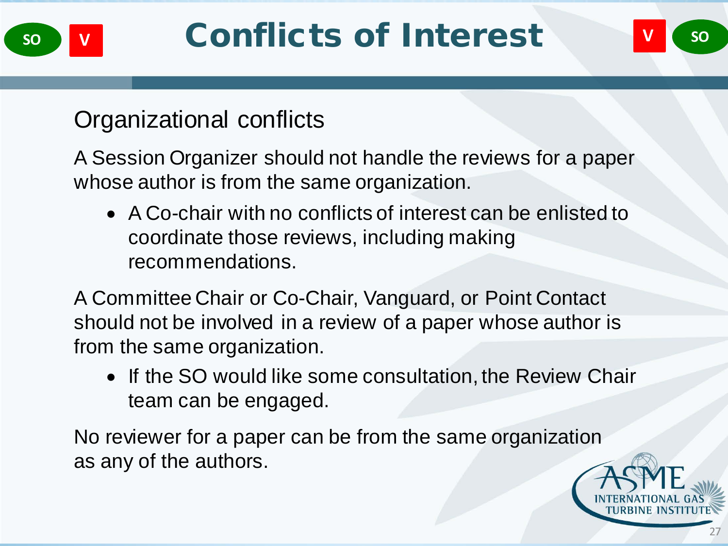# Conflicts of Interest

SO V

## Organizational conflicts

A Session Organizer should not handle the reviews for a paper whose author is from the same organization.

- A Co-chair with no conflicts of interest can be enlisted to coordinate those reviews, including making recommendations.

A Committee Chair or Co-Chair, Vanguard, or Point Contact should not be involved in a review of a paper whose author is from the same organization.

- If the SO would like some consultation, the Review Chair team can be engaged.

No reviewer for a paper can be from the same organization as any of the authors.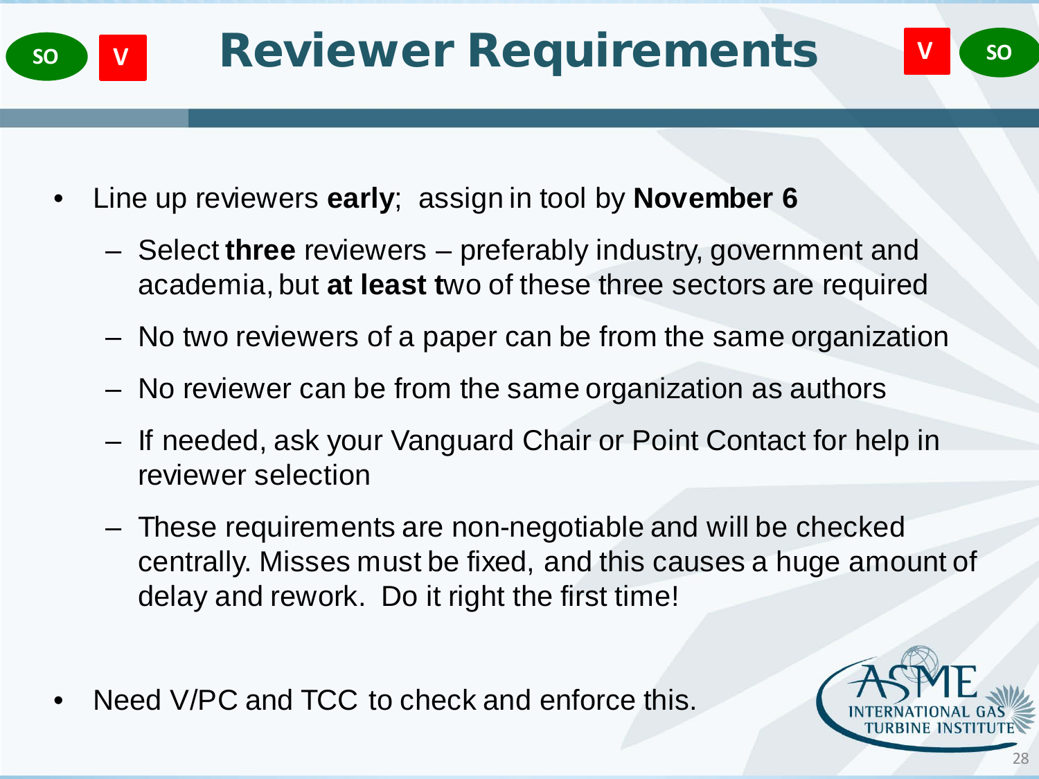# Reviewer Requirements

SO V V SO

- Line up reviewers **early**; assign in tool by **November 6**
  - Select **three** reviewers – preferably industry, government and academia, but **at least t**wo of these three sectors are required
  - No two reviewers of a paper can be from the same organization
  - No reviewer can be from the same organization as authors
  - If needed, ask your Vanguard Chair or Point Contact for help in reviewer selection
  - These requirements are non-negotiable and will be checked centrally. Misses must be fixed, and this causes a huge amount of delay and rework. Do it right the first time!

- Need V/PC and TCC to check and enforce this.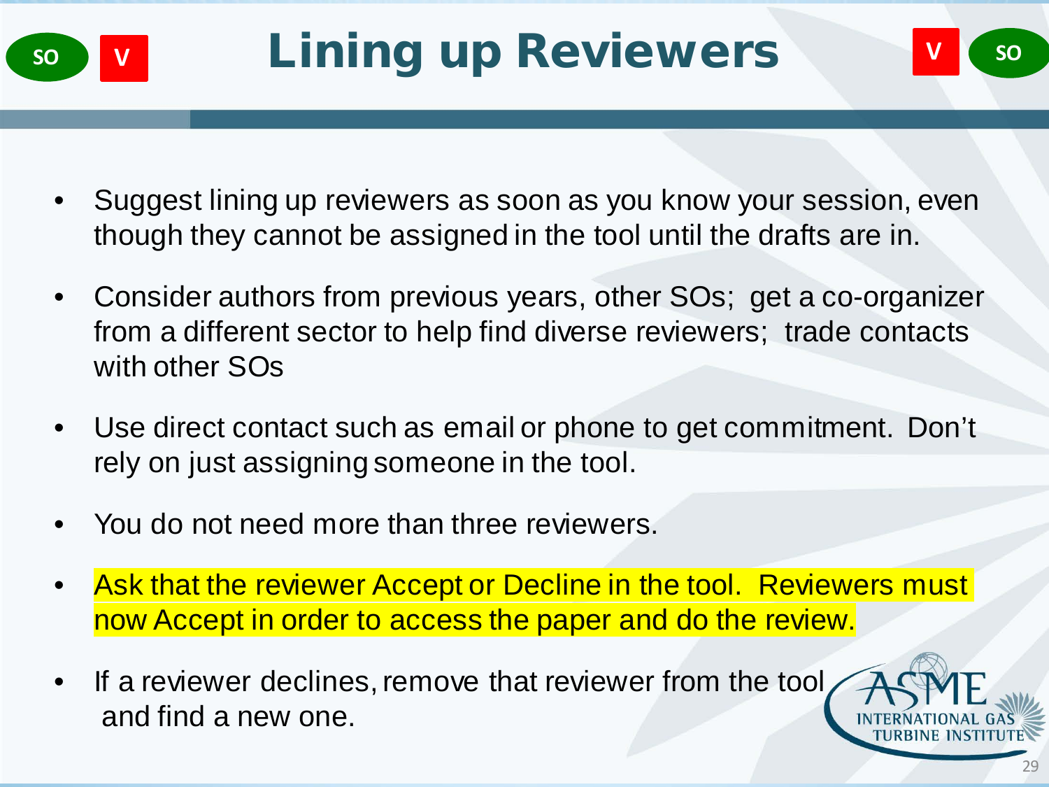SO V

# Lining up Reviewers

V SO

- Suggest lining up reviewers as soon as you know your session, even though they cannot be assigned in the tool until the drafts are in.
- Consider authors from previous years, other SOs; get a co-organizer from a different sector to help find diverse reviewers; trade contacts with other SOs
- Use direct contact such as email or phone to get commitment. Don't rely on just assigning someone in the tool.
- You do not need more than three reviewers.
- Ask that the reviewer Accept or Decline in the tool. Reviewers must now Accept in order to access the paper and do the review.
- If a reviewer declines, remove that reviewer from the tool and find a new one.

ASME INTERNATIONAL GAS TURBINE INSTITUTE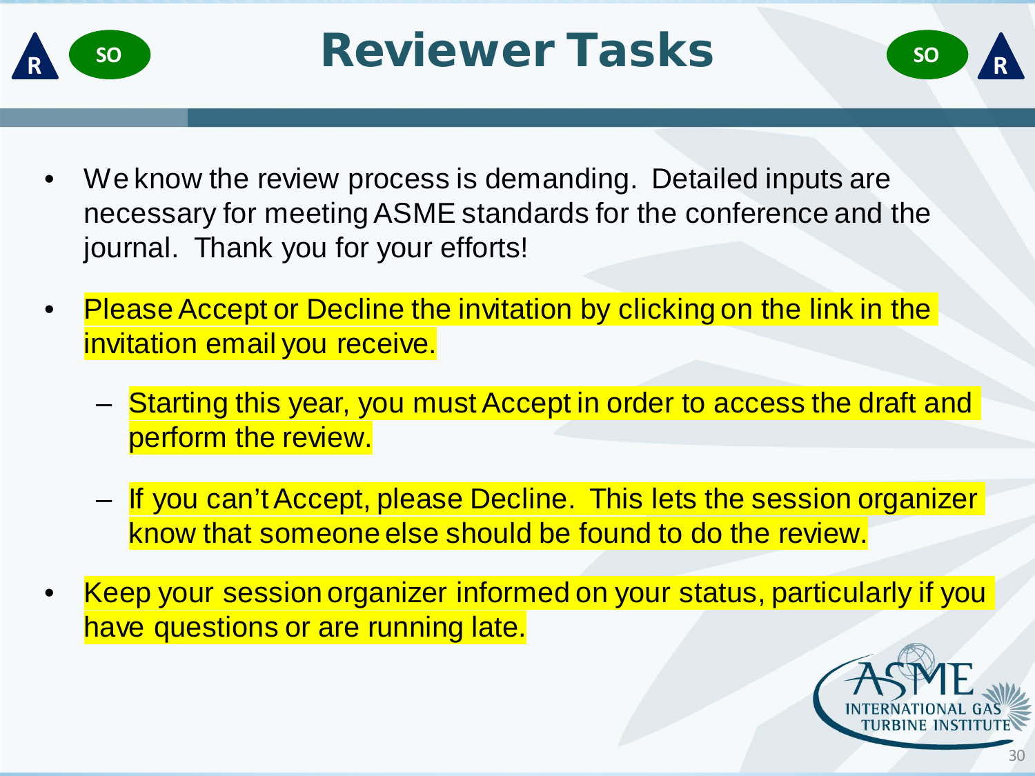# Reviewer Tasks

- We know the review process is demanding. Detailed inputs are necessary for meeting ASME standards for the conference and the journal. Thank you for your efforts!
- Please Accept or Decline the invitation by clicking on the link in the invitation email you receive.
  - Starting this year, you must Accept in order to access the draft and perform the review.
  - If you can't Accept, please Decline. This lets the session organizer know that someone else should be found to do the review.
- Keep your session organizer informed on your status, particularly if you have questions or are running late.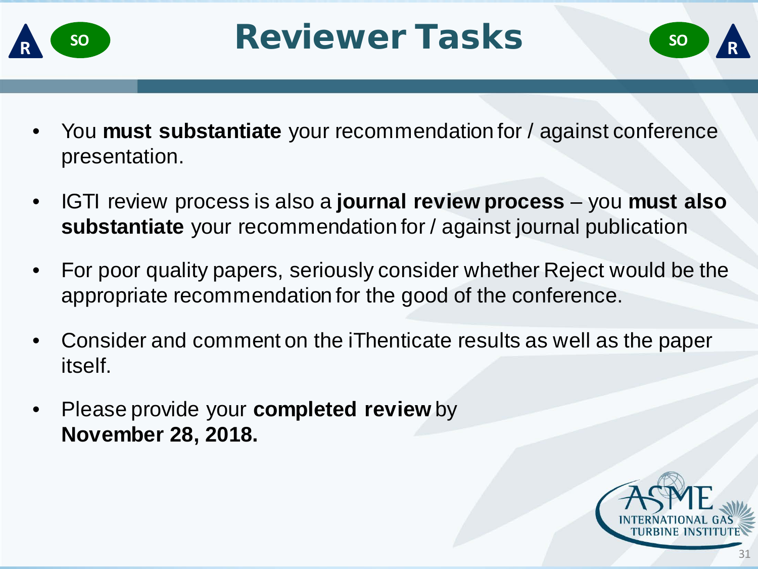# Reviewer Tasks

- You **must substantiate** your recommendation for / against conference presentation.
- IGTI review process is also a **journal review process** – you **must also substantiate** your recommendation for / against journal publication
- For poor quality papers, seriously consider whether Reject would be the appropriate recommendation for the good of the conference.
- Consider and comment on the iThenticate results as well as the paper itself.
- Please provide your **completed review** by **November 28, 2018.**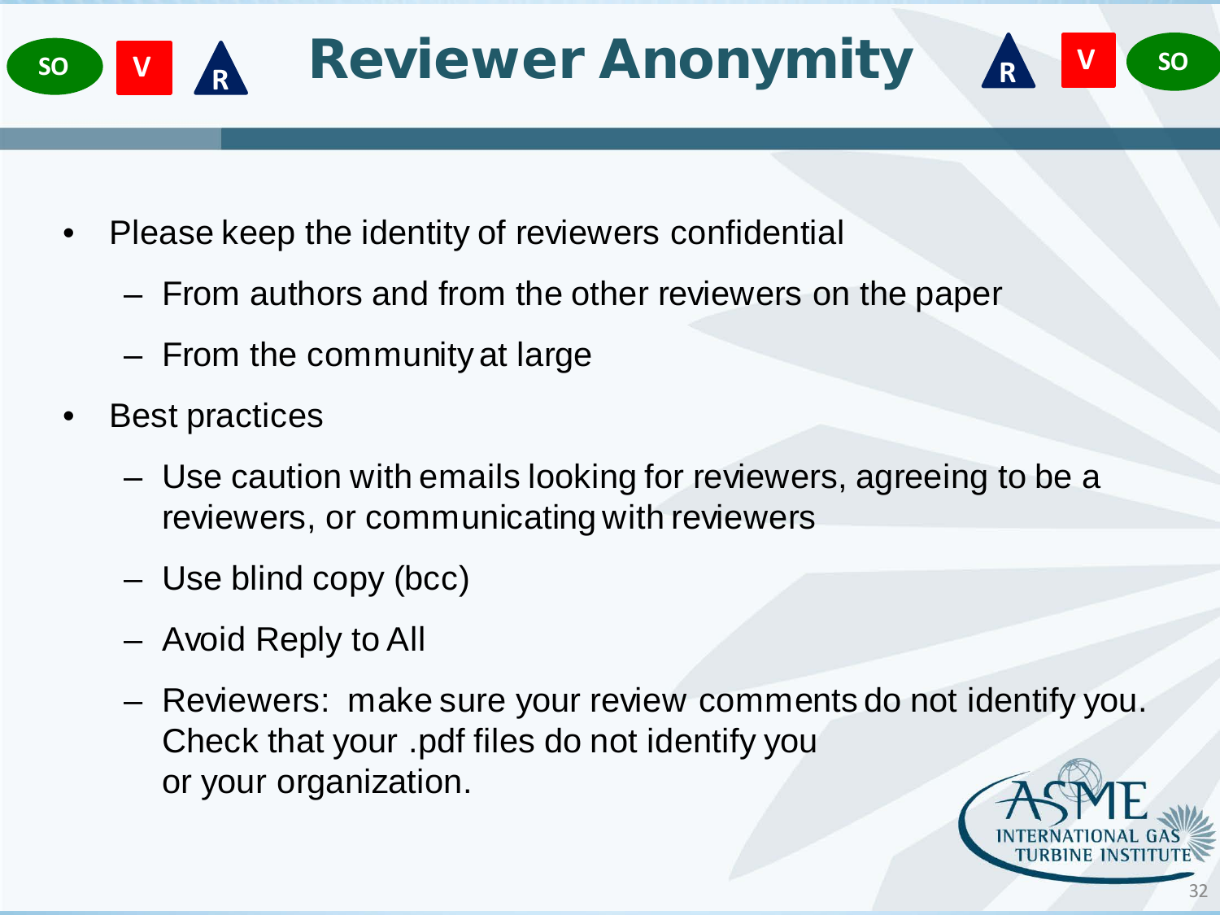# Reviewer Anonymity

- Please keep the identity of reviewers confidential
  - From authors and from the other reviewers on the paper
  - From the community at large
- Best practices
  - Use caution with emails looking for reviewers, agreeing to be a reviewers, or communicating with reviewers
  - Use blind copy (bcc)
  - Avoid Reply to All
  - Reviewers: make sure your review comments do not identify you. Check that your .pdf files do not identify you or your organization.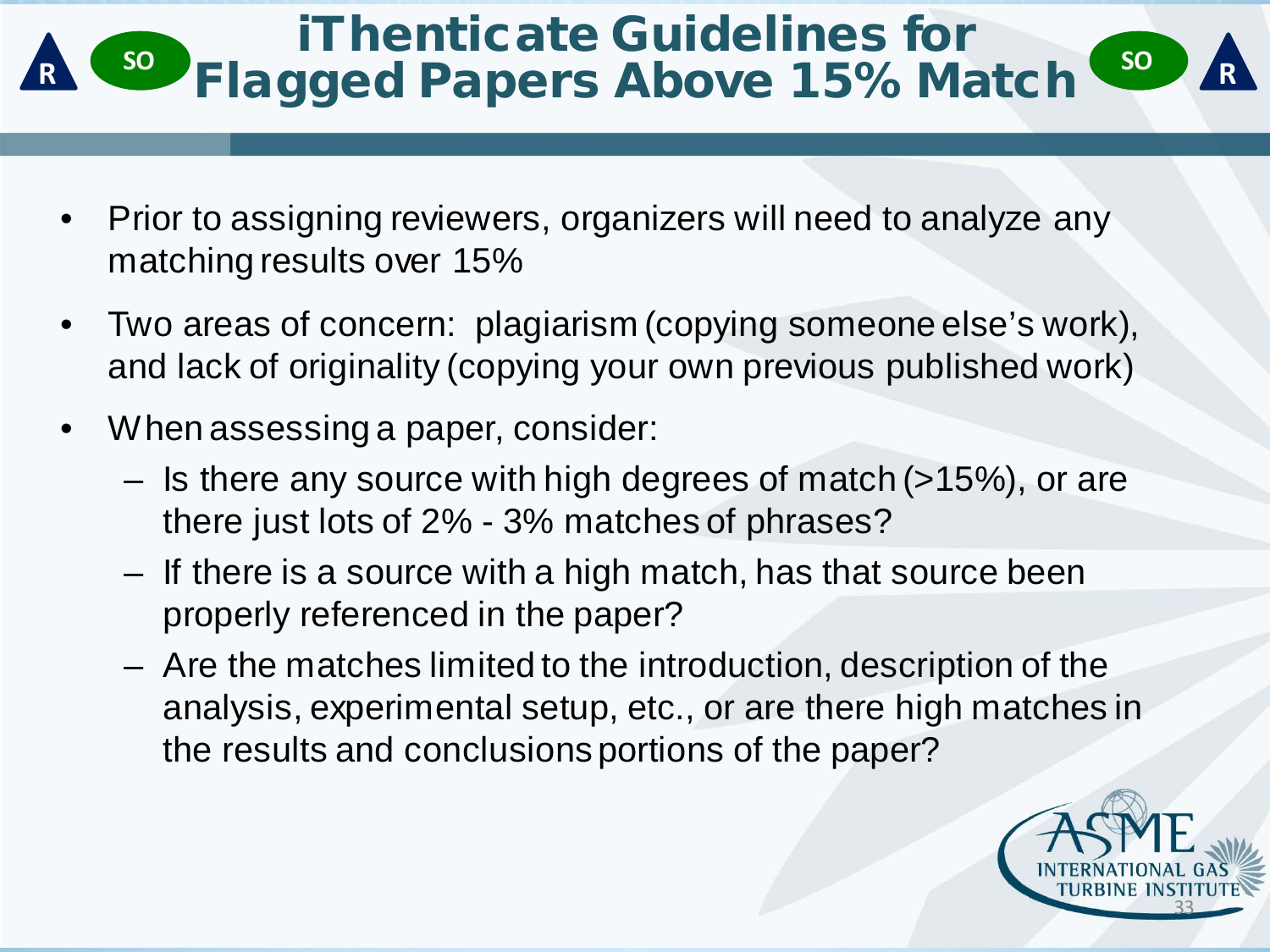# iThenticate Guidelines for Flagged Papers Above 15% Match

- Prior to assigning reviewers, organizers will need to analyze any matching results over 15%
- Two areas of concern: plagiarism (copying someone else's work), and lack of originality (copying your own previous published work)
- When assessing a paper, consider:
  - Is there any source with high degrees of match (>15%), or are there just lots of 2% - 3% matches of phrases?
  - If there is a source with a high match, has that source been properly referenced in the paper?
  - Are the matches limited to the introduction, description of the analysis, experimental setup, etc., or are there high matches in the results and conclusions portions of the paper?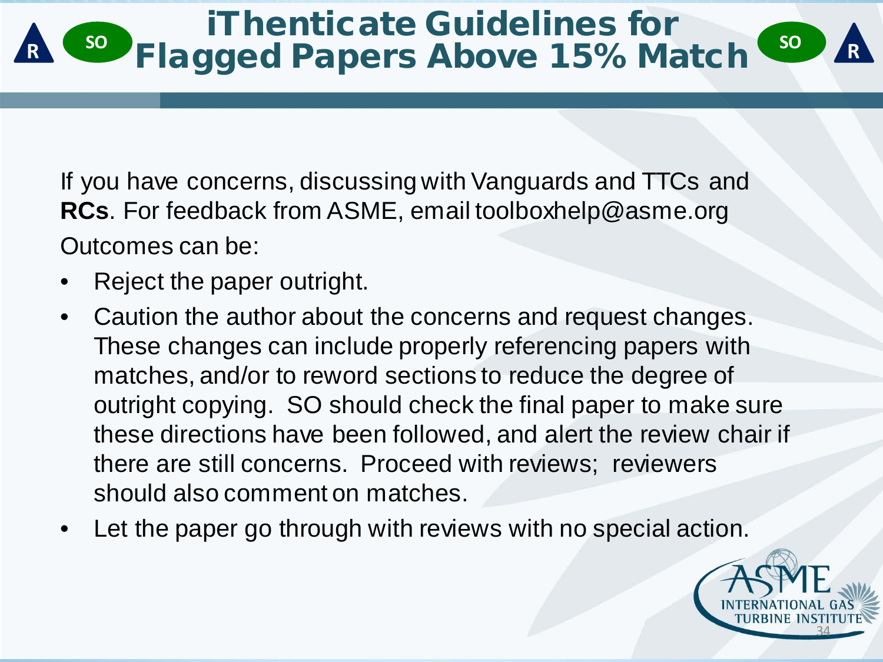# iThenticate Guidelines for Flagged Papers Above 15% Match

If you have concerns, discussing with Vanguards and TTCs and **RCs**. For feedback from ASME, email toolboxhelp@asme.org

Outcomes can be:

- Reject the paper outright.
- Caution the author about the concerns and request changes. These changes can include properly referencing papers with matches, and/or to reword sections to reduce the degree of outright copying. SO should check the final paper to make sure these directions have been followed, and alert the review chair if there are still concerns. Proceed with reviews; reviewers should also comment on matches.
- Let the paper go through with reviews with no special action.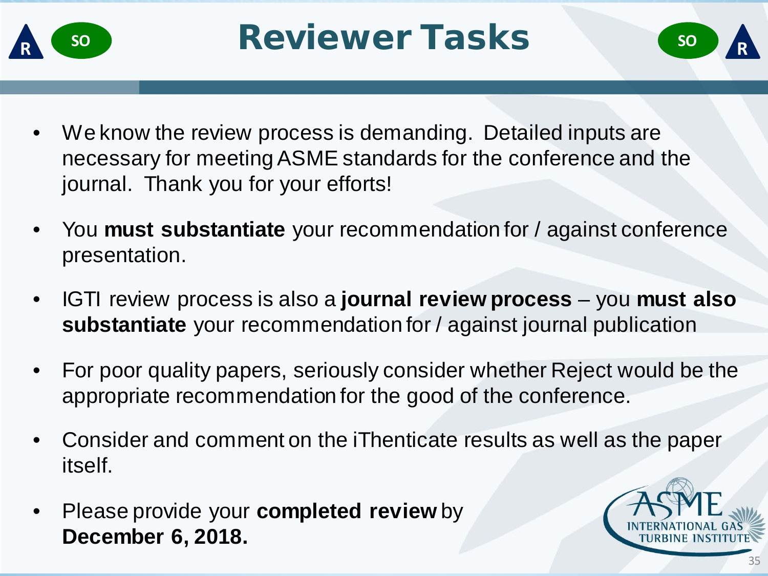# Reviewer Tasks

- We know the review process is demanding. Detailed inputs are necessary for meeting ASME standards for the conference and the journal. Thank you for your efforts!
- You **must substantiate** your recommendation for / against conference presentation.
- IGTI review process is also a **journal review process** – you **must also substantiate** your recommendation for / against journal publication
- For poor quality papers, seriously consider whether Reject would be the appropriate recommendation for the good of the conference.
- Consider and comment on the iThenticate results as well as the paper itself.
- Please provide your **completed review** by **December 6, 2018.**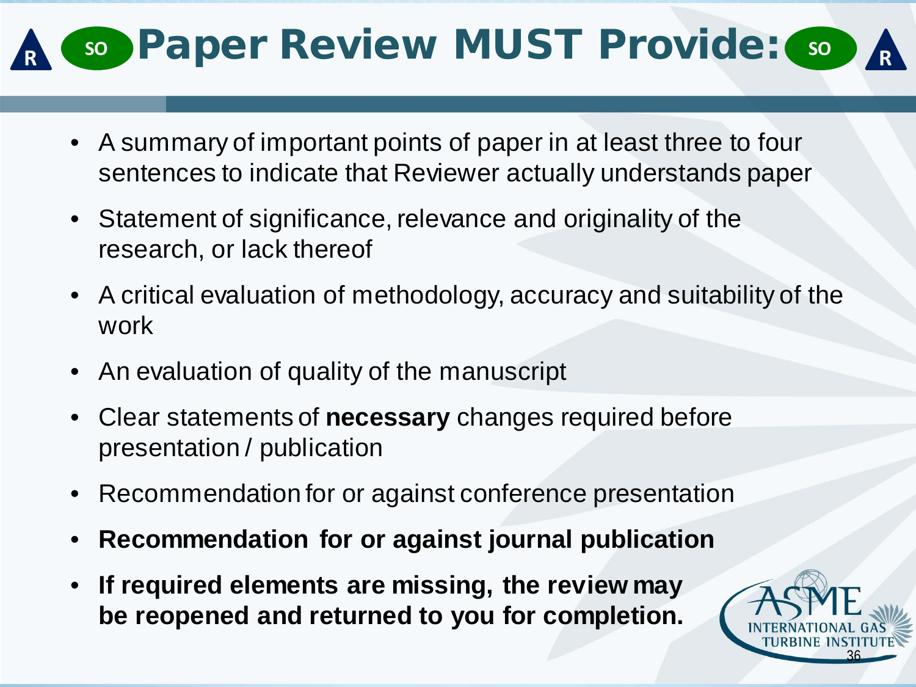# Paper Review MUST Provide:

- A summary of important points of paper in at least three to four sentences to indicate that Reviewer actually understands paper
- Statement of significance, relevance and originality of the research, or lack thereof
- A critical evaluation of methodology, accuracy and suitability of the work
- An evaluation of quality of the manuscript
- Clear statements of **necessary** changes required before presentation / publication
- Recommendation for or against conference presentation
- **Recommendation for or against journal publication**
- **If required elements are missing, the review may be reopened and returned to you for completion.**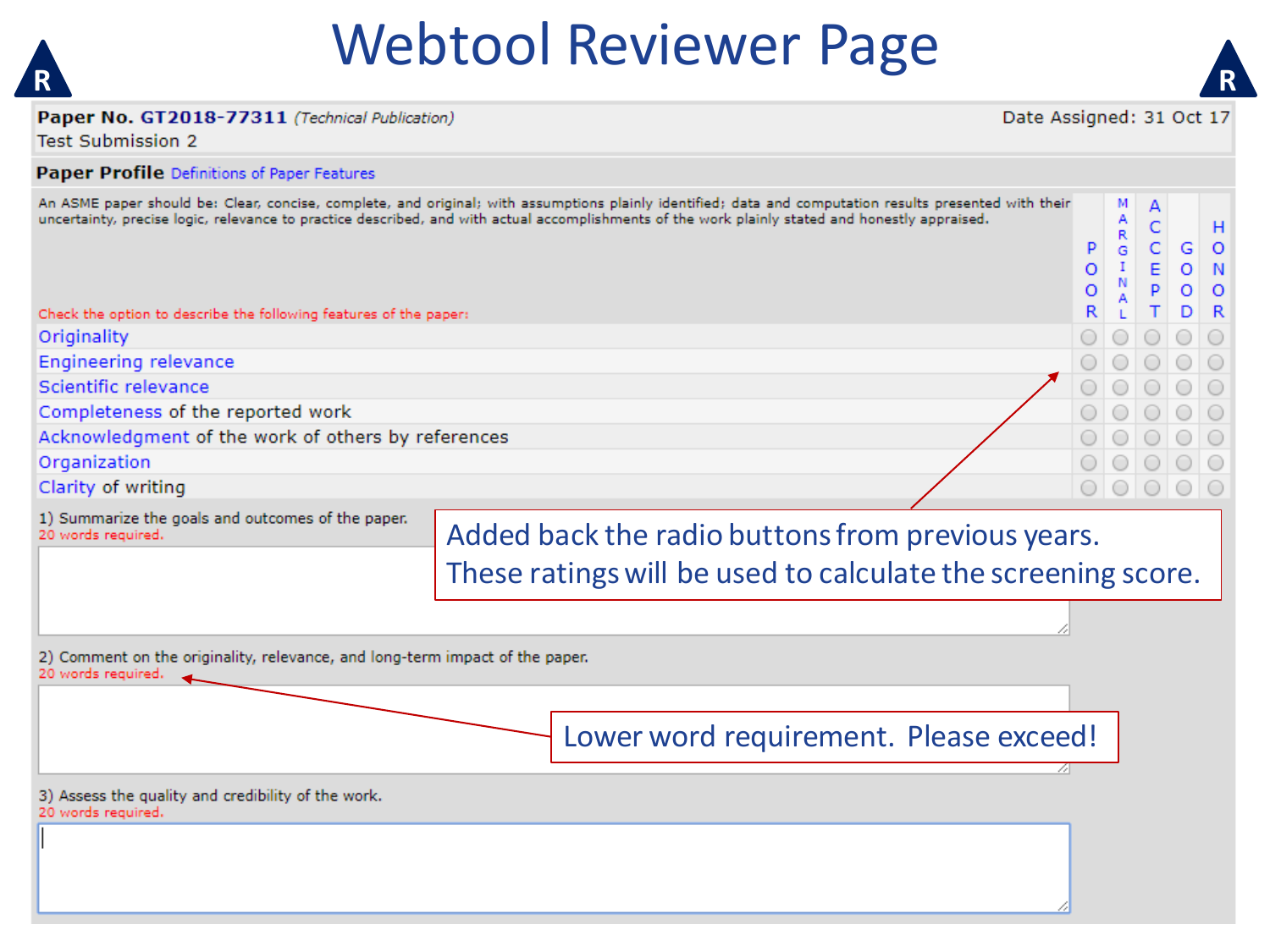# Webtool Reviewer Page

**Paper No. GT2018-77311** *(Technical Publication)*

Test Submission 2

Date Assigned: 31 Oct 17

**Paper Profile** Definitions of Paper Features

An ASME paper should be: Clear, concise, complete, and original; with assumptions plainly identified; data and computation results presented with their uncertainty, precise logic, relevance to practice described, and with actual accomplishments of the work plainly stated and honestly appraised.

Check the option to describe the following features of the paper:

| | POOR | MARGINAL | ACCEPT | GOOD | HONOR |
|---|---|---|---|---|---|
| Originality | ○ | ○ | ○ | ○ | ○ |
| Engineering relevance | ○ | ○ | ○ | ○ | ○ |
| Scientific relevance | ○ | ○ | ○ | ○ | ○ |
| Completeness of the reported work | ○ | ○ | ○ | ○ | ○ |
| Acknowledgment of the work of others by references | ○ | ○ | ○ | ○ | ○ |
| Organization | ○ | ○ | ○ | ○ | ○ |
| Clarity of writing | ○ | ○ | ○ | ○ | ○ |

Added back the radio buttons from previous years. These ratings will be used to calculate the screening score.

1) Summarize the goals and outcomes of the paper.
20 words required.

2) Comment on the originality, relevance, and long-term impact of the paper.
20 words required.

Lower word requirement. Please exceed!

3) Assess the quality and credibility of the work.
20 words required.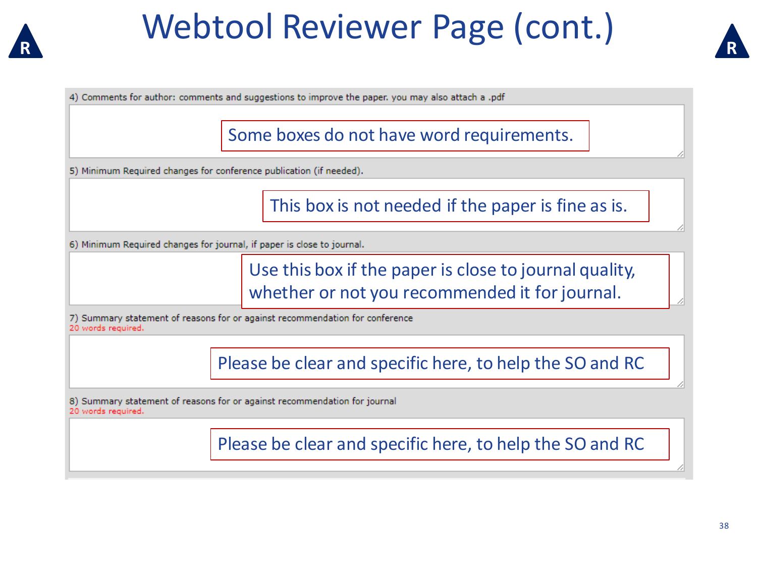# Webtool Reviewer Page (cont.)

4) Comments for author: comments and suggestions to improve the paper. you may also attach a .pdf

> Some boxes do not have word requirements.

5) Minimum Required changes for conference publication (if needed).

> This box is not needed if the paper is fine as is.

6) Minimum Required changes for journal, if paper is close to journal.

> Use this box if the paper is close to journal quality, whether or not you recommended it for journal.

7) Summary statement of reasons for or against recommendation for conference
20 words required.

> Please be clear and specific here, to help the SO and RC

8) Summary statement of reasons for or against recommendation for journal
20 words required.

> Please be clear and specific here, to help the SO and RC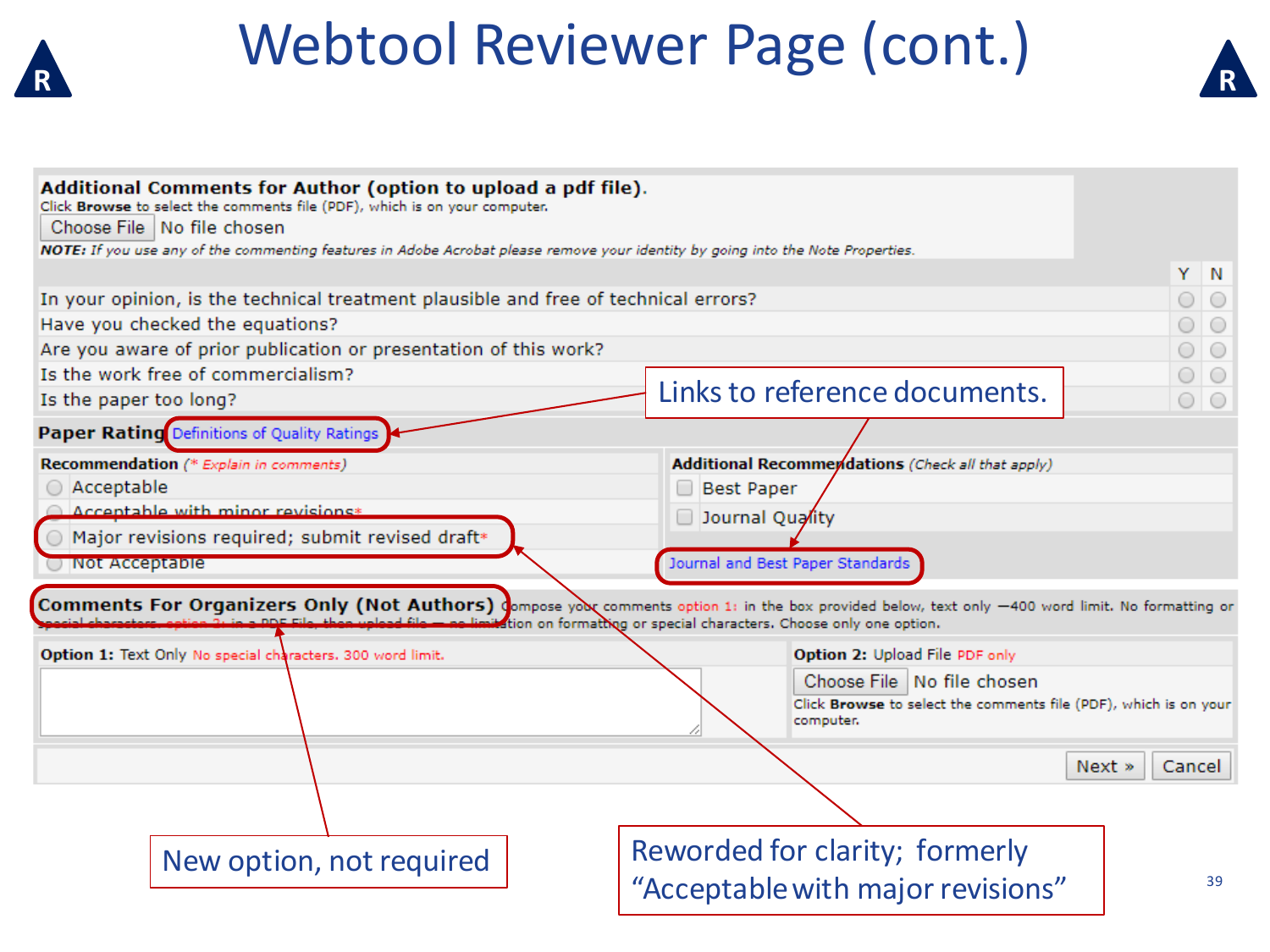# Webtool Reviewer Page (cont.)

**Additional Comments for Author (option to upload a pdf file).**
Click **Browse** to select the comments file (PDF), which is on your computer.

Choose File No file chosen

***NOTE:*** *If you use any of the commenting features in Adobe Acrobat please remove your identity by going into the Note Properties.*

| | Y | N |
|---|---|---|
| In your opinion, is the technical treatment plausible and free of technical errors? | ○ | ○ |
| Have you checked the equations? | ○ | ○ |
| Are you aware of prior publication or presentation of this work? | ○ | ○ |
| Is the work free of commercialism? | ○ | ○ |
| Is the paper too long? | ○ | ○ |

**Paper Rating** Definitions of Quality Ratings

**Recommendation** (* *Explain in comments*)

- ○ Acceptable
- ○ Acceptable with minor revisions*
- ○ Major revisions required; submit revised draft*
- ○ Not Acceptable

**Additional Recommendations** (*Check all that apply*)

- ☐ Best Paper
- ☐ Journal Quality

Journal and Best Paper Standards

**Comments For Organizers Only (Not Authors)** Compose your comments option 1: in the box provided below, text only —400 word limit. No formatting or special characters. option 2: in a PDF File, then upload file — no limitation on formatting or special characters. Choose only one option.

**Option 1:** Text Only No special characters. 300 word limit.

**Option 2:** Upload File PDF only
Choose File No file chosen
Click **Browse** to select the comments file (PDF), which is on your computer.

Next » Cancel

Links to reference documents.

New option, not required

Reworded for clarity; formerly "Acceptable with major revisions"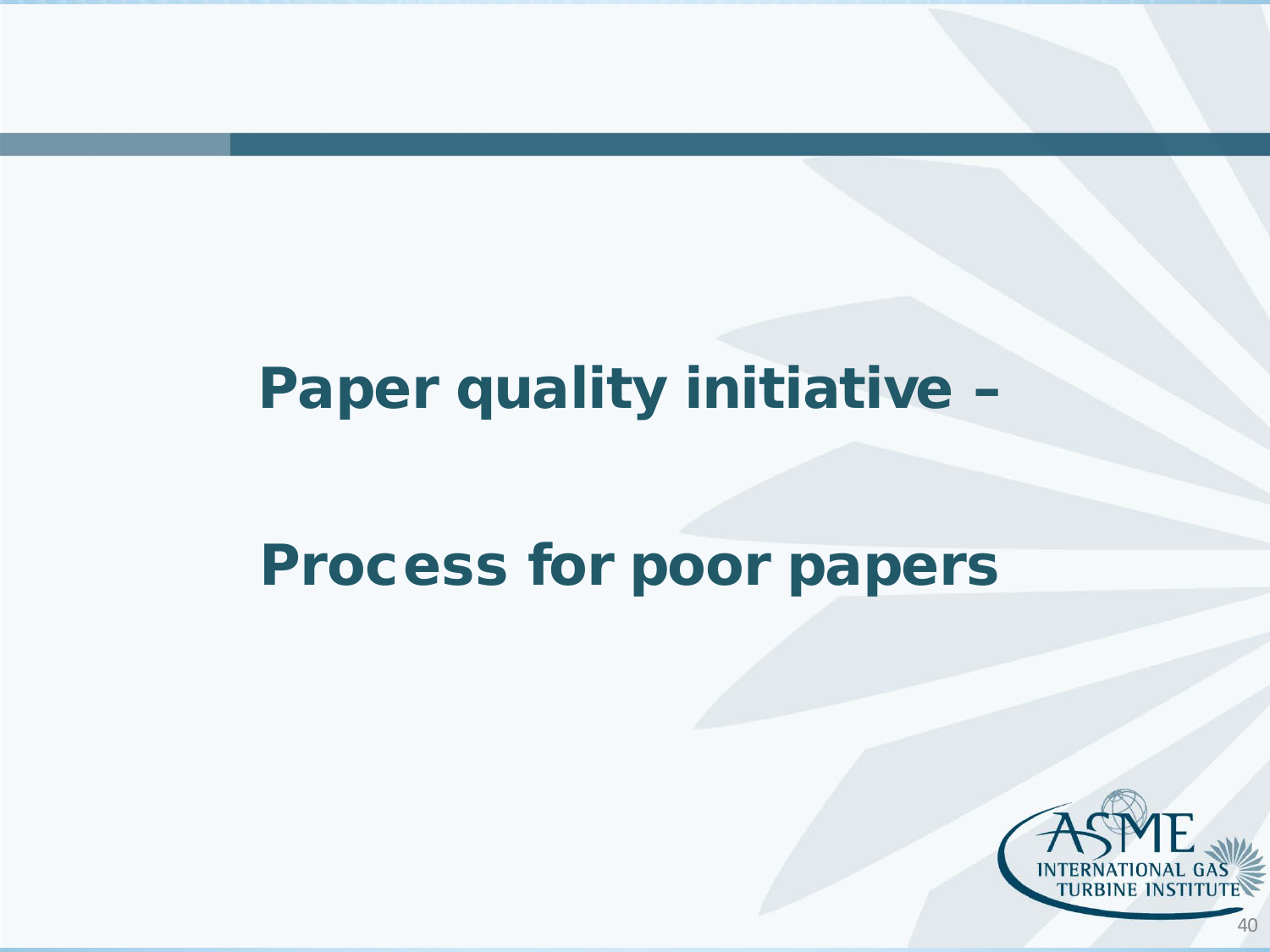# Paper quality initiative –

# Process for poor papers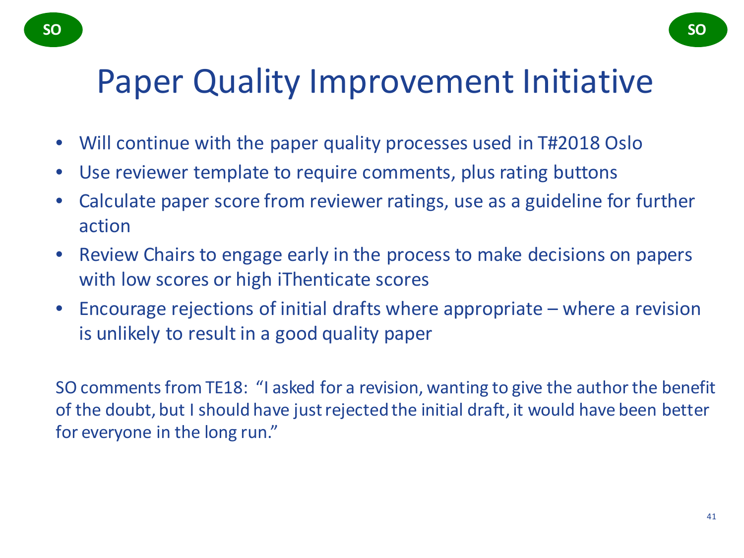SO

SO

# Paper Quality Improvement Initiative

- Will continue with the paper quality processes used in T#2018 Oslo
- Use reviewer template to require comments, plus rating buttons
- Calculate paper score from reviewer ratings, use as a guideline for further action
- Review Chairs to engage early in the process to make decisions on papers with low scores or high iThenticate scores
- Encourage rejections of initial drafts where appropriate – where a revision is unlikely to result in a good quality paper

SO comments from TE18: "I asked for a revision, wanting to give the author the benefit of the doubt, but I should have just rejected the initial draft, it would have been better for everyone in the long run."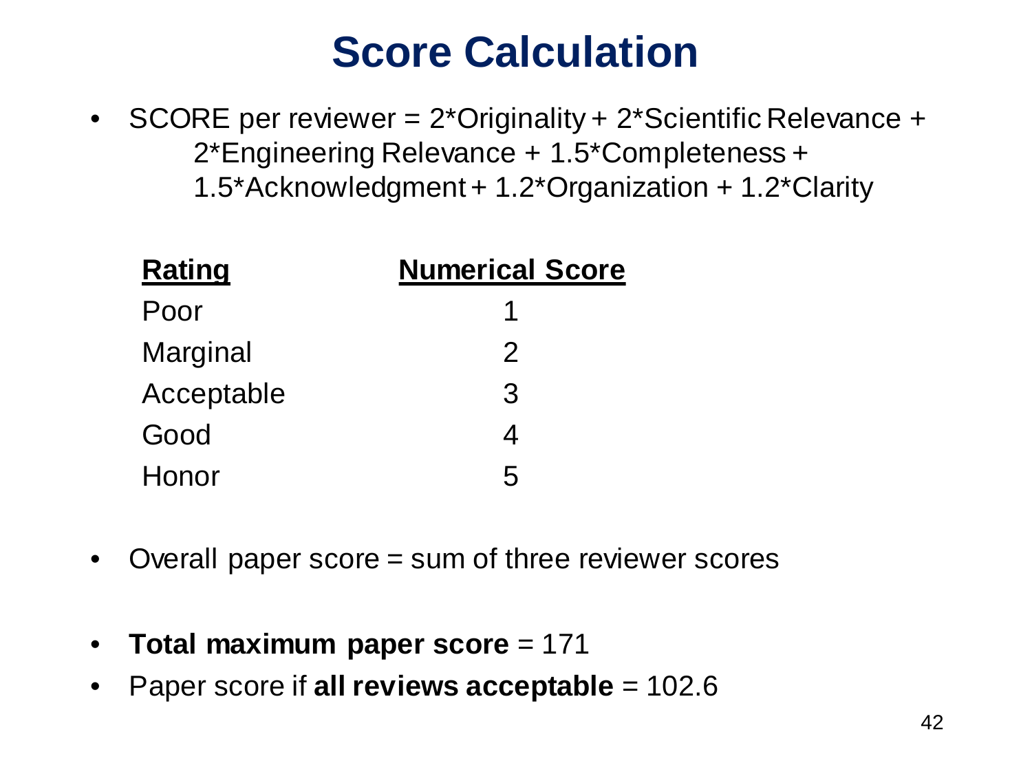# Score Calculation

- SCORE per reviewer = 2*Originality + 2*Scientific Relevance + 2*Engineering Relevance + 1.5*Completeness + 1.5*Acknowledgment + 1.2*Organization + 1.2*Clarity

| Rating | Numerical Score |
|---|---|
| Poor | 1 |
| Marginal | 2 |
| Acceptable | 3 |
| Good | 4 |
| Honor | 5 |

- Overall paper score = sum of three reviewer scores

- **Total maximum paper score** = 171
- Paper score if **all reviews acceptable** = 102.6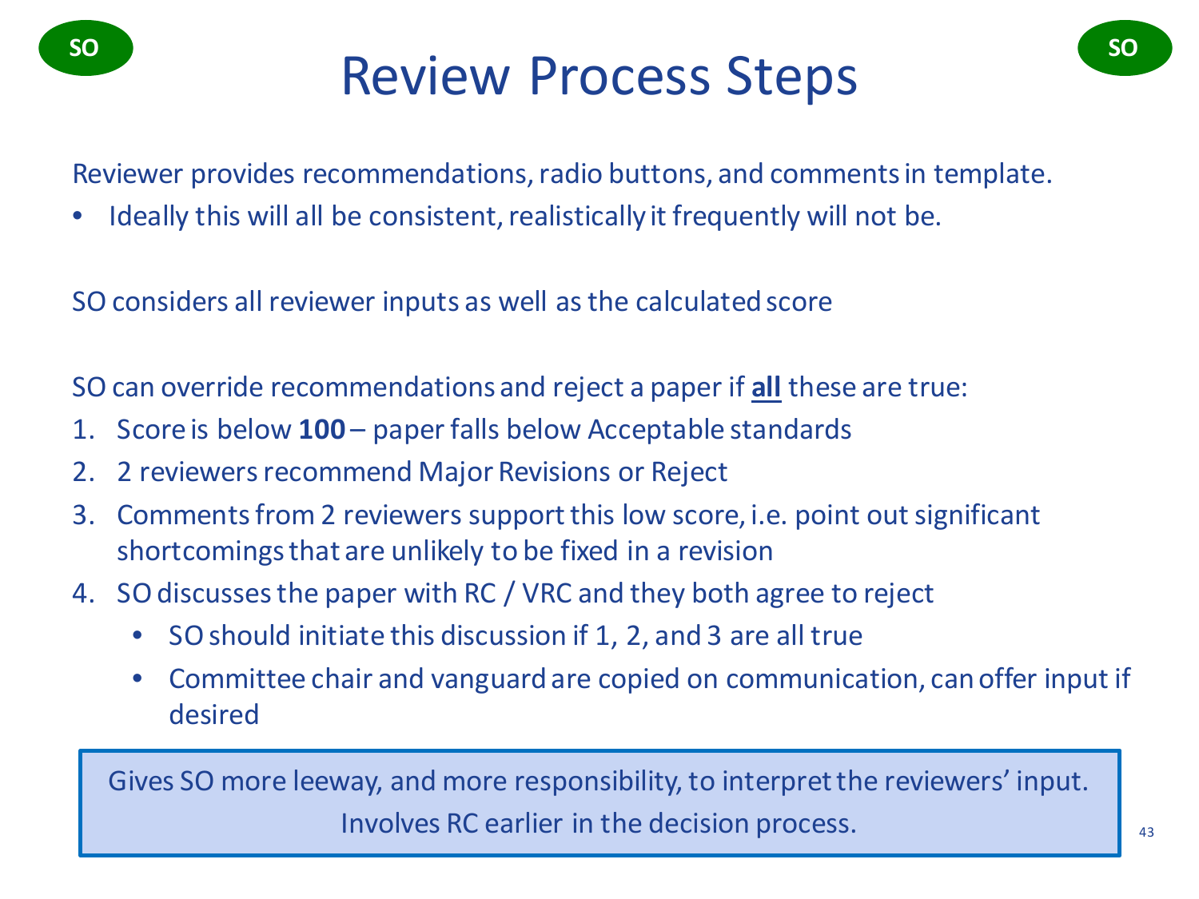SO

# Review Process Steps

SO

Reviewer provides recommendations, radio buttons, and comments in template.

- Ideally this will all be consistent, realistically it frequently will not be.

SO considers all reviewer inputs as well as the calculated score

SO can override recommendations and reject a paper if **all** these are true:

1. Score is below **100** – paper falls below Acceptable standards
2. 2 reviewers recommend Major Revisions or Reject
3. Comments from 2 reviewers support this low score, i.e. point out significant shortcomings that are unlikely to be fixed in a revision
4. SO discusses the paper with RC / VRC and they both agree to reject
   - SO should initiate this discussion if 1, 2, and 3 are all true
   - Committee chair and vanguard are copied on communication, can offer input if desired

Gives SO more leeway, and more responsibility, to interpret the reviewers' input.
Involves RC earlier in the decision process.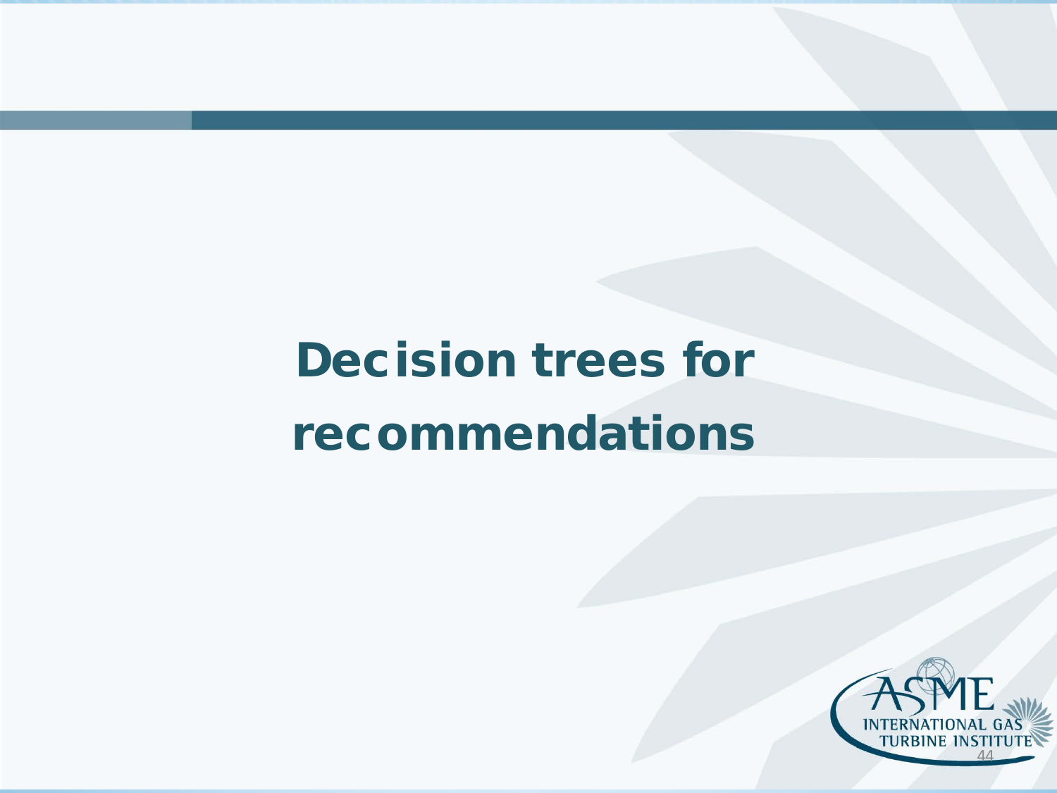# Decision trees for recommendations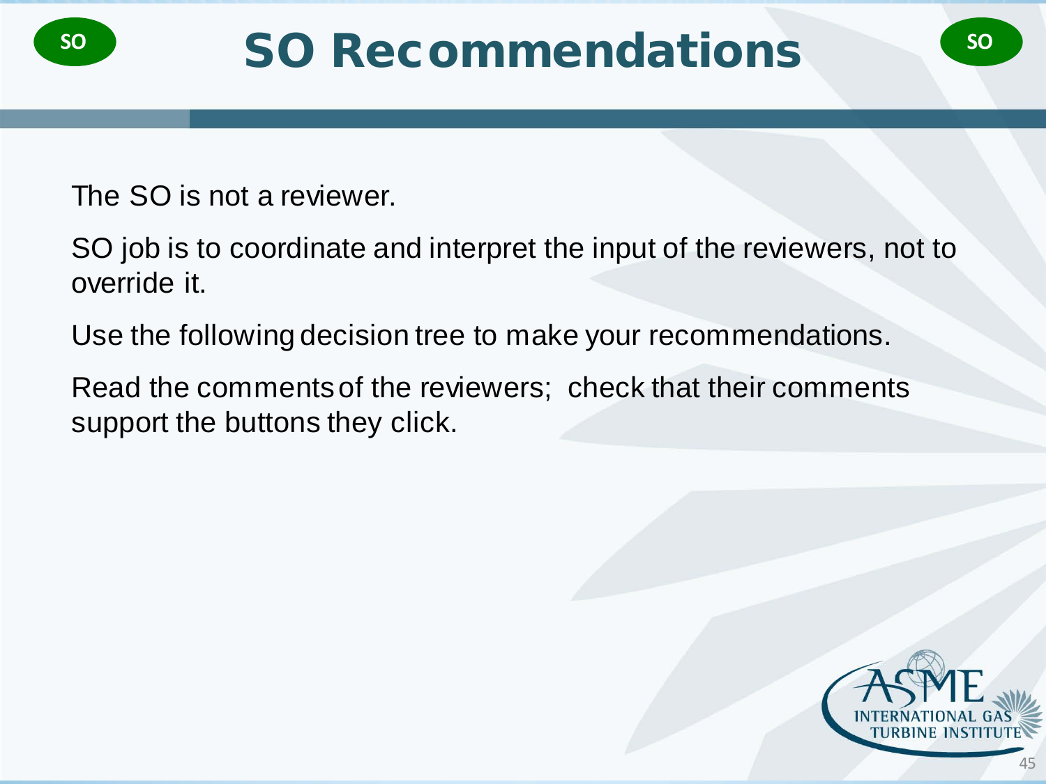# SO Recommendations

The SO is not a reviewer.

SO job is to coordinate and interpret the input of the reviewers, not to override it.

Use the following decision tree to make your recommendations.

Read the comments of the reviewers; check that their comments support the buttons they click.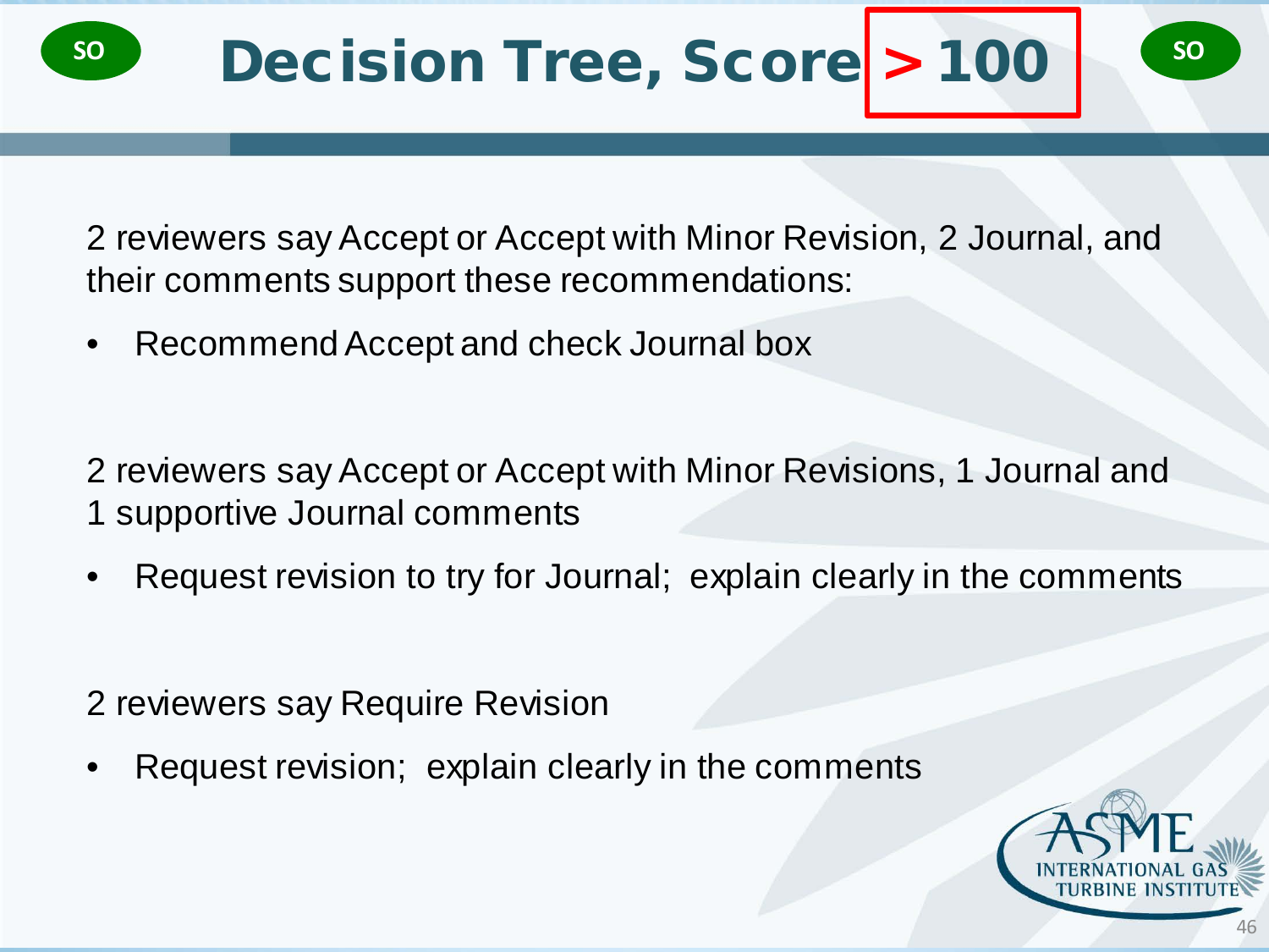# Decision Tree, Score > 100

SO SO

2 reviewers say Accept or Accept with Minor Revision, 2 Journal, and their comments support these recommendations:

- Recommend Accept and check Journal box

2 reviewers say Accept or Accept with Minor Revisions, 1 Journal and 1 supportive Journal comments

- Request revision to try for Journal; explain clearly in the comments

2 reviewers say Require Revision

- Request revision; explain clearly in the comments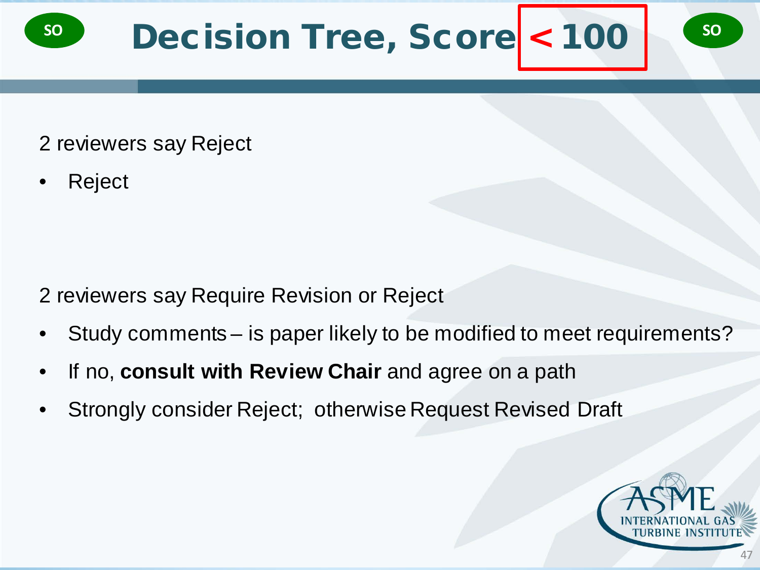# Decision Tree, Score < 100

2 reviewers say Reject

- Reject

2 reviewers say Require Revision or Reject

- Study comments – is paper likely to be modified to meet requirements?
- If no, **consult with Review Chair** and agree on a path
- Strongly consider Reject; otherwise Request Revised Draft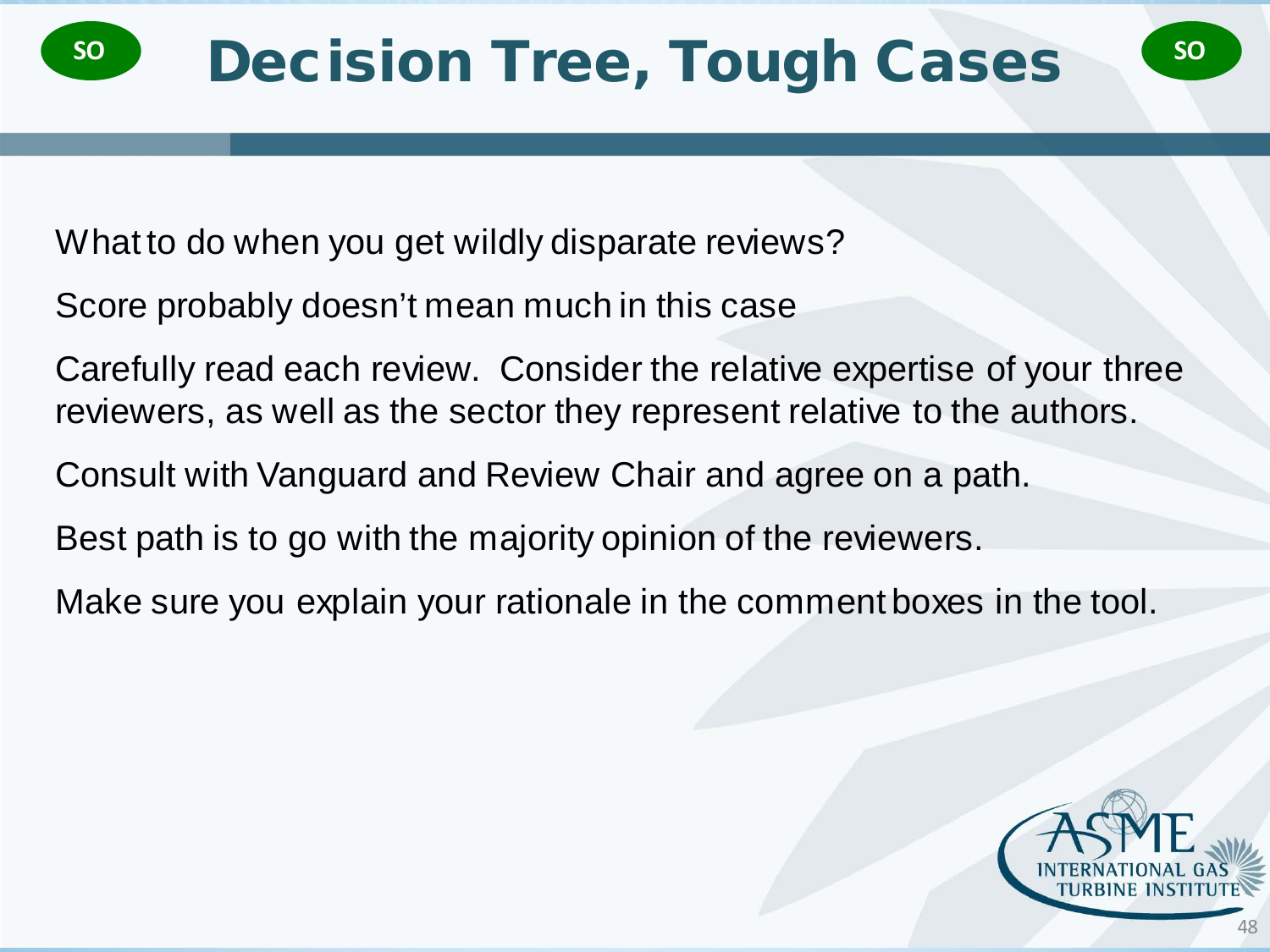# Decision Tree, Tough Cases

What to do when you get wildly disparate reviews?

Score probably doesn't mean much in this case

Carefully read each review. Consider the relative expertise of your three reviewers, as well as the sector they represent relative to the authors.

Consult with Vanguard and Review Chair and agree on a path.

Best path is to go with the majority opinion of the reviewers.

Make sure you explain your rationale in the comment boxes in the tool.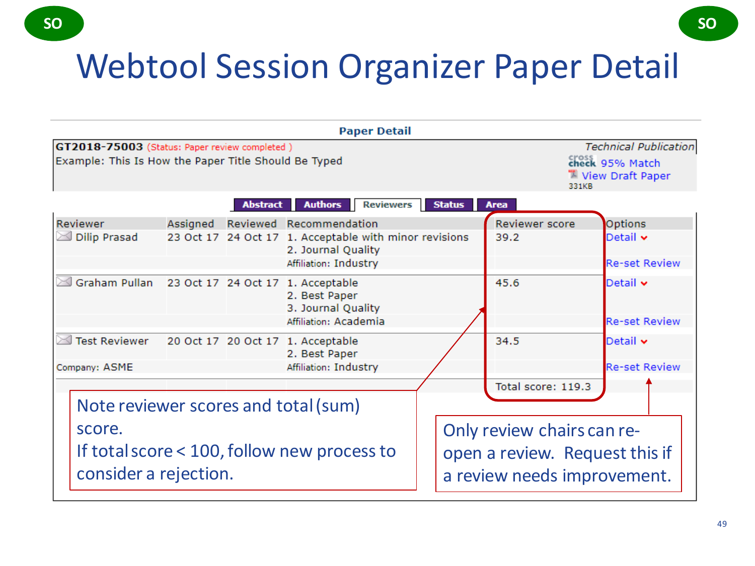SO SO

# Webtool Session Organizer Paper Detail

**Paper Detail**

**GT2018-75003** (Status: Paper review completed )
Example: This Is How the Paper Title Should Be Typed

*Technical Publication*
crosscheck 95% Match
View Draft Paper
331KB

Abstract | Authors | Reviewers | Status | Area

| Reviewer | Assigned | Reviewed | Recommendation | Reviewer score | Options |
|---|---|---|---|---|---|
| Dilip Prasad | 23 Oct 17 | 24 Oct 17 | 1. Acceptable with minor revisions<br>2. Journal Quality<br>Affiliation: Industry | 39.2 | Detail<br>Re-set Review |
| Graham Pullan | 23 Oct 17 | 24 Oct 17 | 1. Acceptable<br>2. Best Paper<br>3. Journal Quality<br>Affiliation: Academia | 45.6 | Detail<br>Re-set Review |
| Test Reviewer<br>Company: ASME | 20 Oct 17 | 20 Oct 17 | 1. Acceptable<br>2. Best Paper<br>Affiliation: Industry | 34.5 | Detail<br>Re-set Review |
| | | | | Total score: 119.3 | |

Note reviewer scores and total (sum) score.
If total score < 100, follow new process to consider a rejection.

Only review chairs can re-open a review. Request this if a review needs improvement.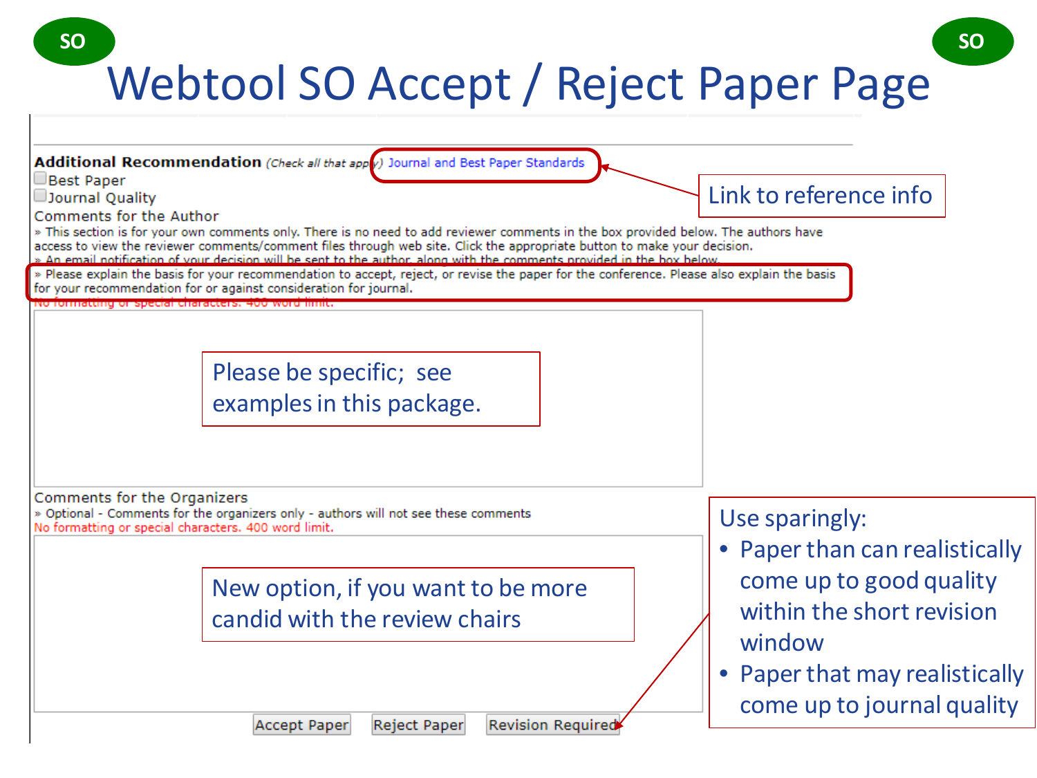SO SO

# Webtool SO Accept / Reject Paper Page

**Additional Recommendation** *(Check all that apply)* Journal and Best Paper Standards

- [ ] Best Paper
- [ ] Journal Quality

Comments for the Author

» This section is for your own comments only. There is no need to add reviewer comments in the box provided below. The authors have access to view the reviewer comments/comment files through web site. Click the appropriate button to make your decision.

» An email notification of your decision will be sent to the author, along with the comments provided in the box below.

» Please explain the basis for your recommendation to accept, reject, or revise the paper for the conference. Please also explain the basis for your recommendation for or against consideration for journal.

No formatting or special characters. 400 word limit.

Please be specific; see examples in this package.

Comments for the Organizers

» Optional - Comments for the organizers only - authors will not see these comments

No formatting or special characters. 400 word limit.

New option, if you want to be more candid with the review chairs

Accept Paper | Reject Paper | Revision Required

Link to reference info

Use sparingly:

- Paper than can realistically come up to good quality within the short revision window
- Paper that may realistically come up to journal quality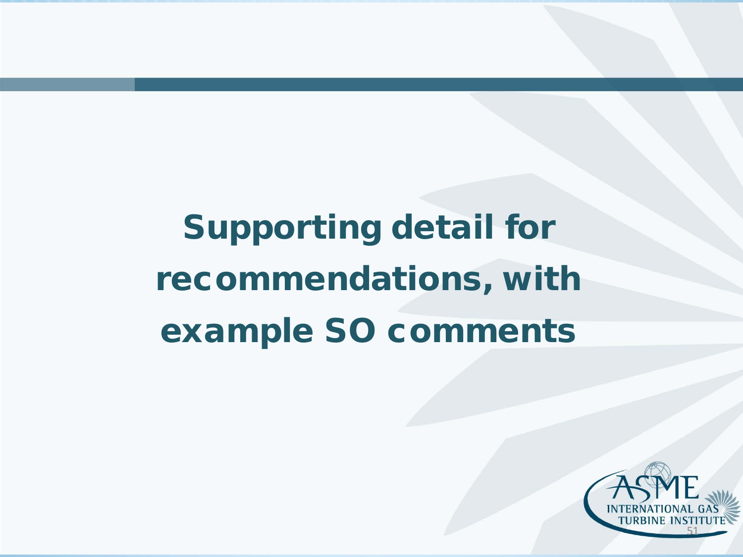# Supporting detail for recommendations, with example SO comments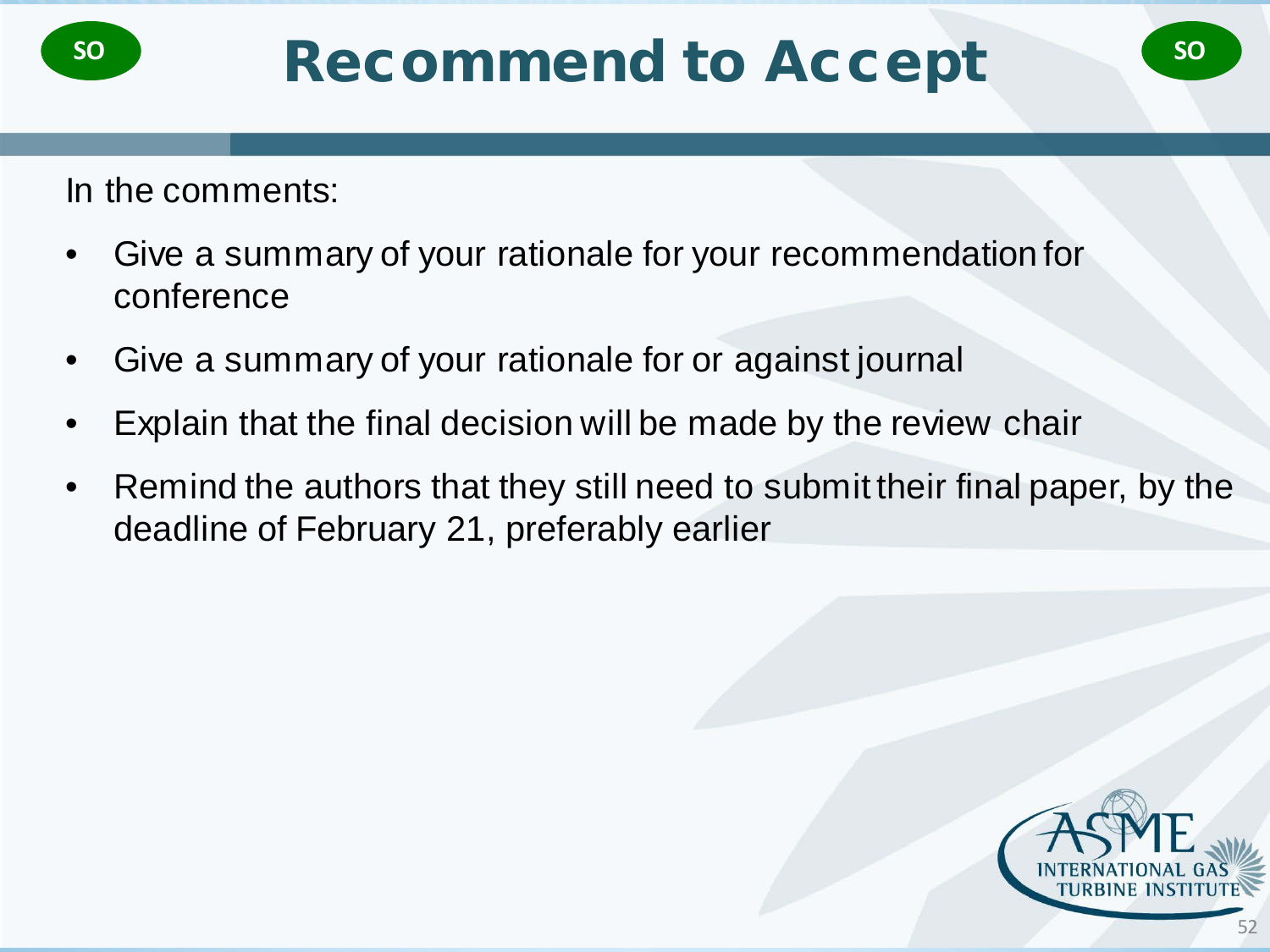# Recommend to Accept

In the comments:

- Give a summary of your rationale for your recommendation for conference
- Give a summary of your rationale for or against journal
- Explain that the final decision will be made by the review chair
- Remind the authors that they still need to submit their final paper, by the deadline of February 21, preferably earlier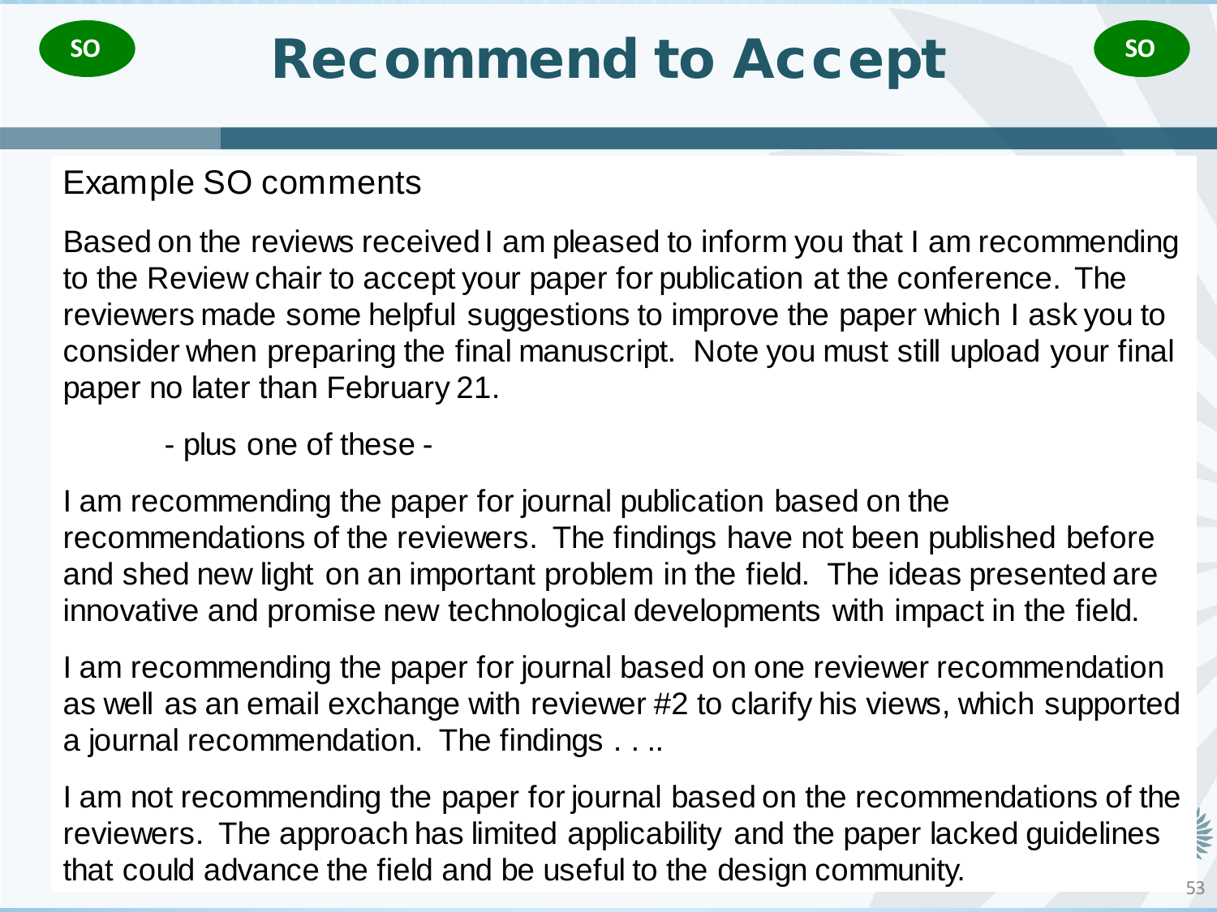# Recommend to Accept

Example SO comments

Based on the reviews received I am pleased to inform you that I am recommending to the Review chair to accept your paper for publication at the conference. The reviewers made some helpful suggestions to improve the paper which I ask you to consider when preparing the final manuscript. Note you must still upload your final paper no later than February 21.

- plus one of these -

I am recommending the paper for journal publication based on the recommendations of the reviewers. The findings have not been published before and shed new light on an important problem in the field. The ideas presented are innovative and promise new technological developments with impact in the field.

I am recommending the paper for journal based on one reviewer recommendation as well as an email exchange with reviewer #2 to clarify his views, which supported a journal recommendation. The findings . . ..

I am not recommending the paper for journal based on the recommendations of the reviewers. The approach has limited applicability and the paper lacked guidelines that could advance the field and be useful to the design community.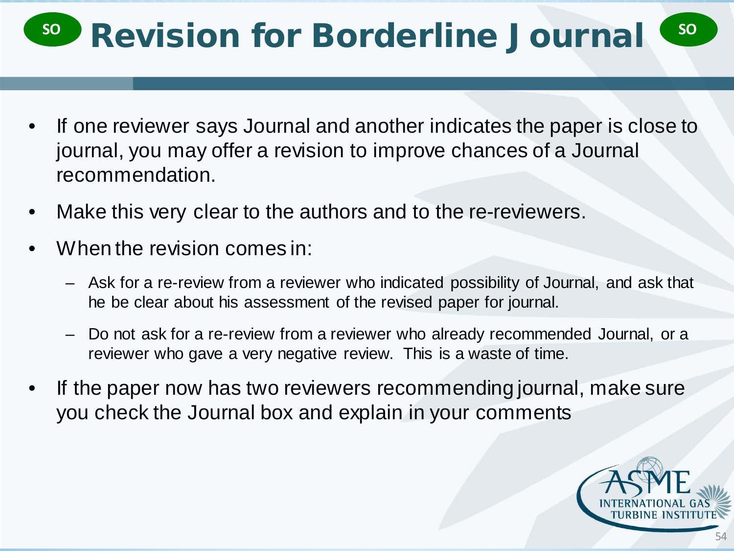# SO Revision for Borderline Journal SO

- If one reviewer says Journal and another indicates the paper is close to journal, you may offer a revision to improve chances of a Journal recommendation.
- Make this very clear to the authors and to the re-reviewers.
- When the revision comes in:
  - Ask for a re-review from a reviewer who indicated possibility of Journal, and ask that he be clear about his assessment of the revised paper for journal.
  - Do not ask for a re-review from a reviewer who already recommended Journal, or a reviewer who gave a very negative review. This is a waste of time.
- If the paper now has two reviewers recommending journal, make sure you check the Journal box and explain in your comments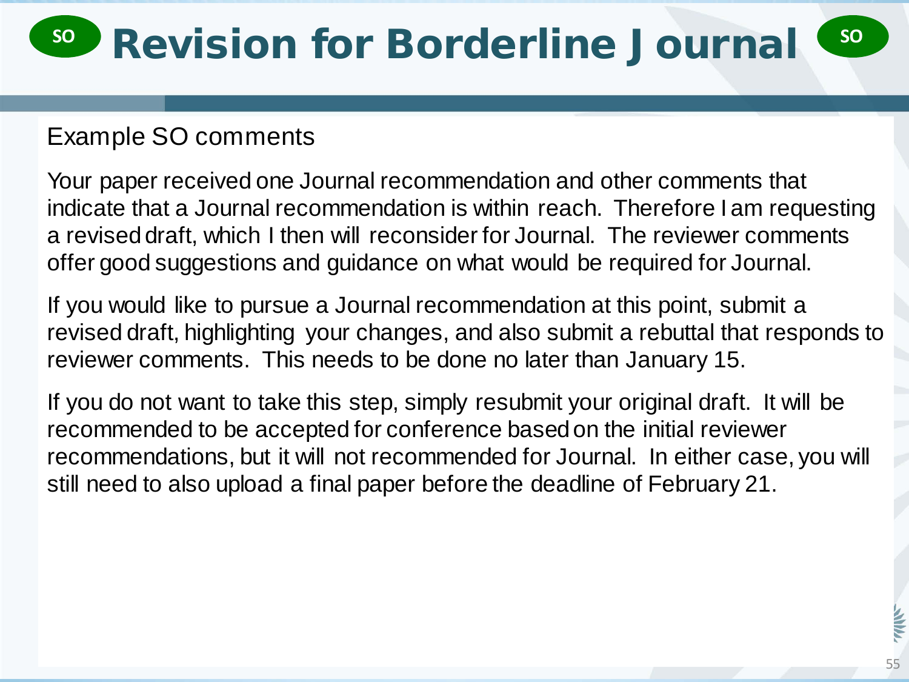# SO Revision for Borderline Journal SO

Example SO comments

Your paper received one Journal recommendation and other comments that indicate that a Journal recommendation is within reach. Therefore I am requesting a revised draft, which I then will reconsider for Journal. The reviewer comments offer good suggestions and guidance on what would be required for Journal.

If you would like to pursue a Journal recommendation at this point, submit a revised draft, highlighting your changes, and also submit a rebuttal that responds to reviewer comments. This needs to be done no later than January 15.

If you do not want to take this step, simply resubmit your original draft. It will be recommended to be accepted for conference based on the initial reviewer recommendations, but it will not recommended for Journal. In either case, you will still need to also upload a final paper before the deadline of February 21.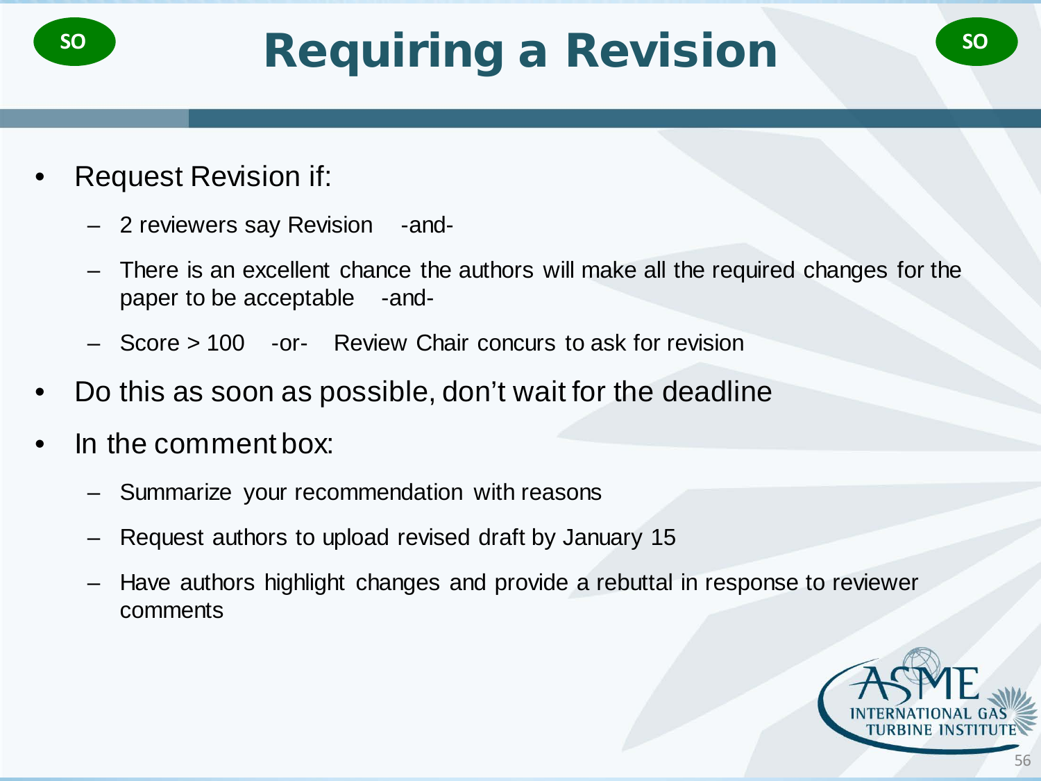# Requiring a Revision

- Request Revision if:
  - 2 reviewers say Revision -and-
  - There is an excellent chance the authors will make all the required changes for the paper to be acceptable -and-
  - Score > 100 -or- Review Chair concurs to ask for revision
- Do this as soon as possible, don't wait for the deadline
- In the comment box:
  - Summarize your recommendation with reasons
  - Request authors to upload revised draft by January 15
  - Have authors highlight changes and provide a rebuttal in response to reviewer comments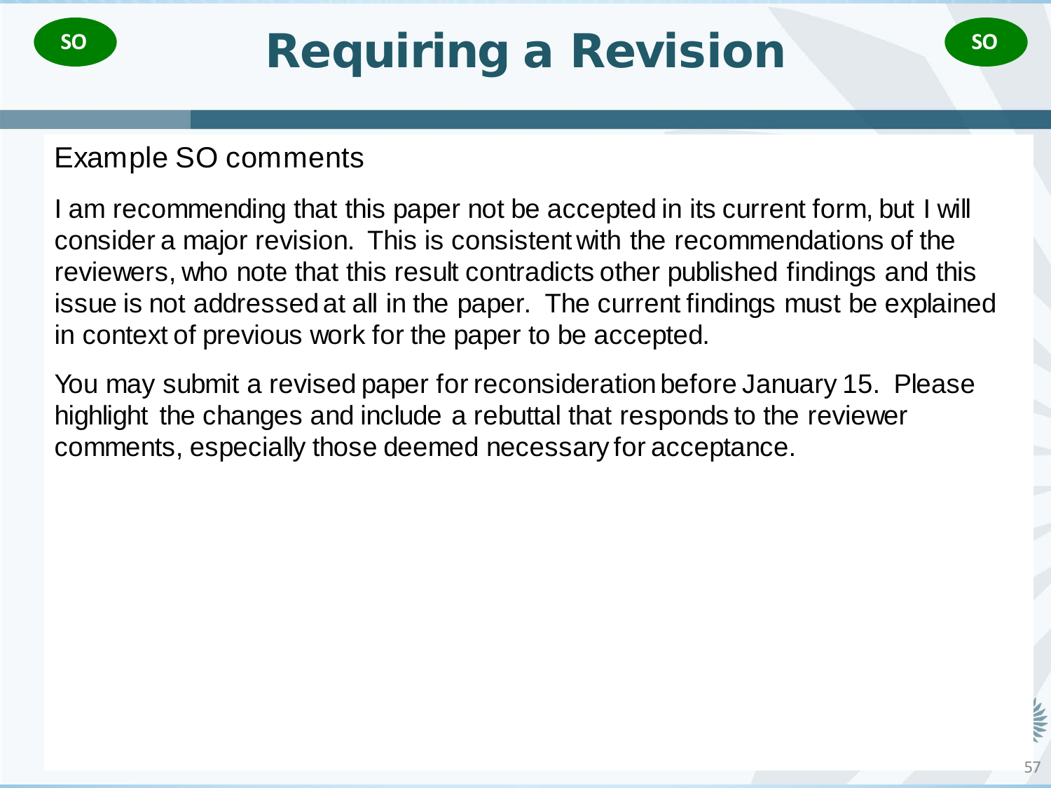# Requiring a Revision

SO SO

Example SO comments

I am recommending that this paper not be accepted in its current form, but I will consider a major revision. This is consistent with the recommendations of the reviewers, who note that this result contradicts other published findings and this issue is not addressed at all in the paper. The current findings must be explained in context of previous work for the paper to be accepted.

You may submit a revised paper for reconsideration before January 15. Please highlight the changes and include a rebuttal that responds to the reviewer comments, especially those deemed necessary for acceptance.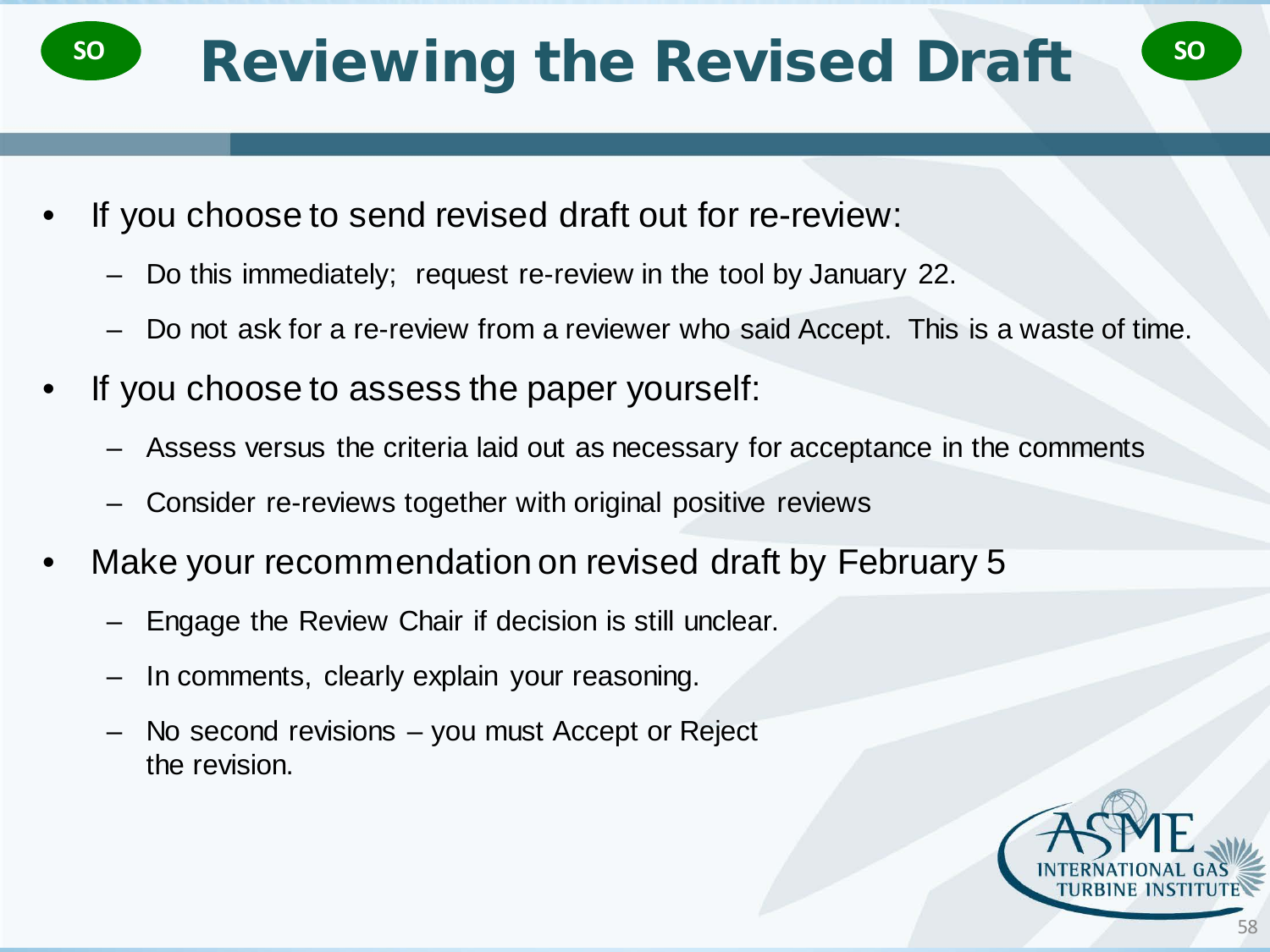# Reviewing the Revised Draft

- If you choose to send revised draft out for re-review:
  - Do this immediately; request re-review in the tool by January 22.
  - Do not ask for a re-review from a reviewer who said Accept. This is a waste of time.
- If you choose to assess the paper yourself:
  - Assess versus the criteria laid out as necessary for acceptance in the comments
  - Consider re-reviews together with original positive reviews
- Make your recommendation on revised draft by February 5
  - Engage the Review Chair if decision is still unclear.
  - In comments, clearly explain your reasoning.
  - No second revisions – you must Accept or Reject the revision.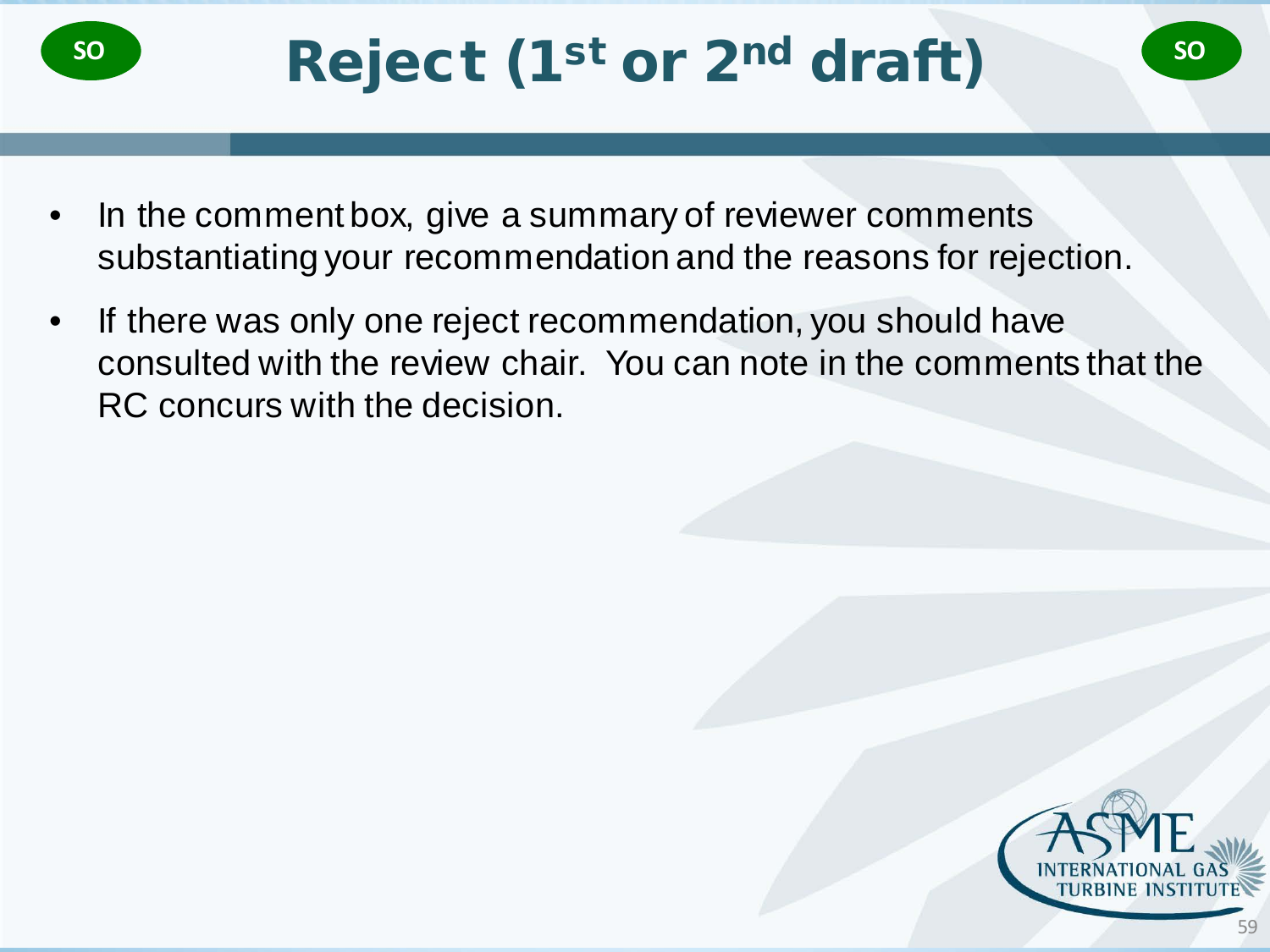# Reject (1st or 2nd draft)

- In the comment box, give a summary of reviewer comments substantiating your recommendation and the reasons for rejection.
- If there was only one reject recommendation, you should have consulted with the review chair. You can note in the comments that the RC concurs with the decision.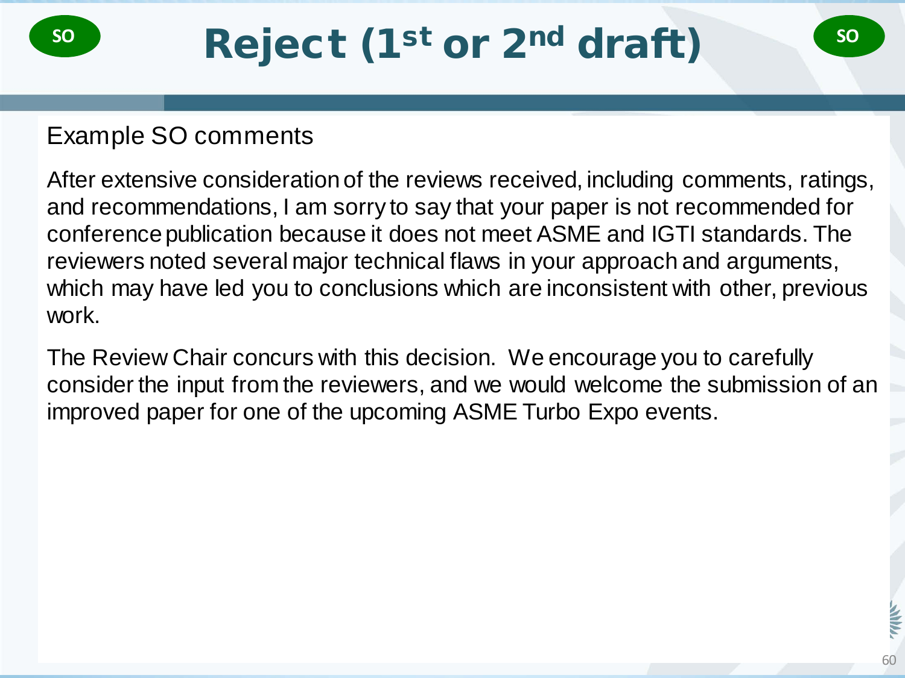# Reject (1st or 2nd draft)

SO

Example SO comments

After extensive consideration of the reviews received, including comments, ratings, and recommendations, I am sorry to say that your paper is not recommended for conference publication because it does not meet ASME and IGTI standards. The reviewers noted several major technical flaws in your approach and arguments, which may have led you to conclusions which are inconsistent with other, previous work.

The Review Chair concurs with this decision. We encourage you to carefully consider the input from the reviewers, and we would welcome the submission of an improved paper for one of the upcoming ASME Turbo Expo events.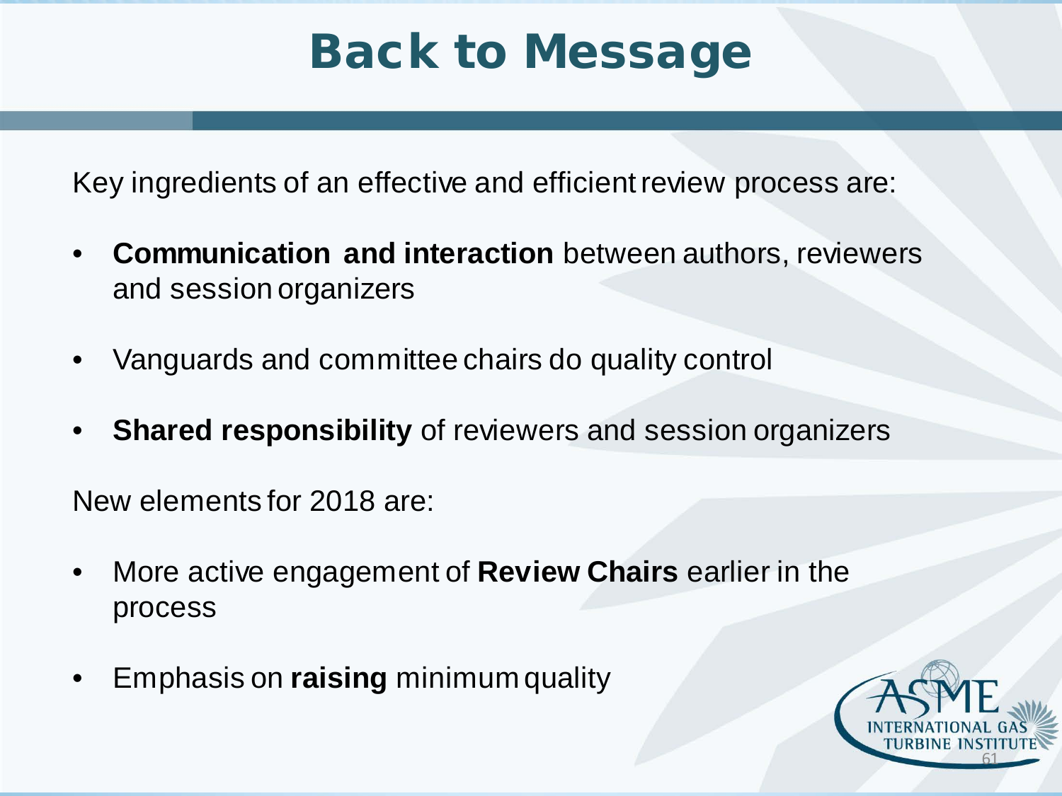# Back to Message

Key ingredients of an effective and efficient review process are:

- **Communication and interaction** between authors, reviewers and session organizers
- Vanguards and committee chairs do quality control
- **Shared responsibility** of reviewers and session organizers

New elements for 2018 are:

- More active engagement of **Review Chairs** earlier in the process
- Emphasis on **raising** minimum quality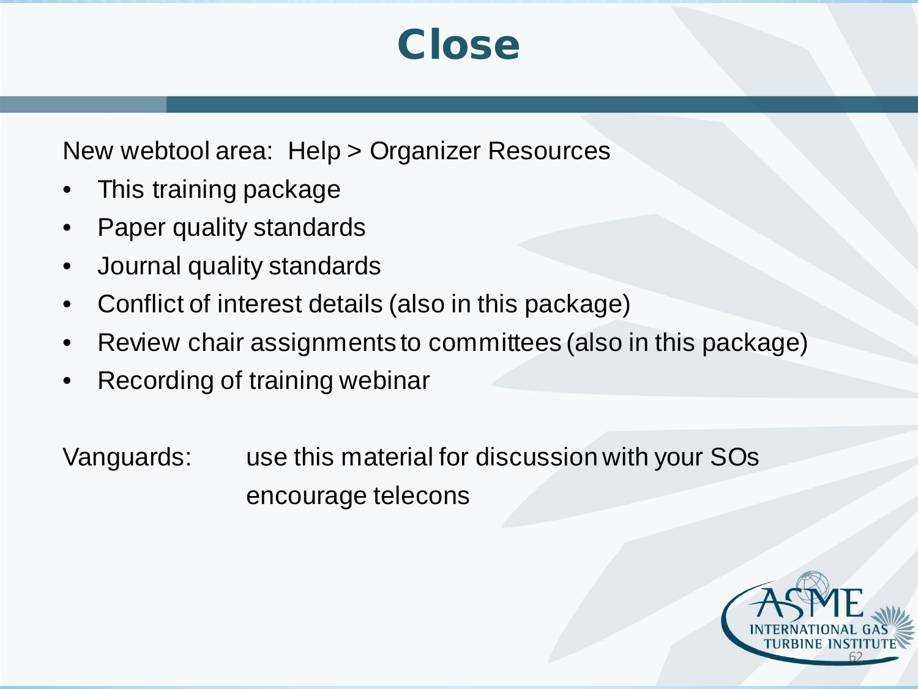# Close

New webtool area: Help > Organizer Resources

- This training package
- Paper quality standards
- Journal quality standards
- Conflict of interest details (also in this package)
- Review chair assignments to committees (also in this package)
- Recording of training webinar

Vanguards: use this material for discussion with your SOs
encourage telecons